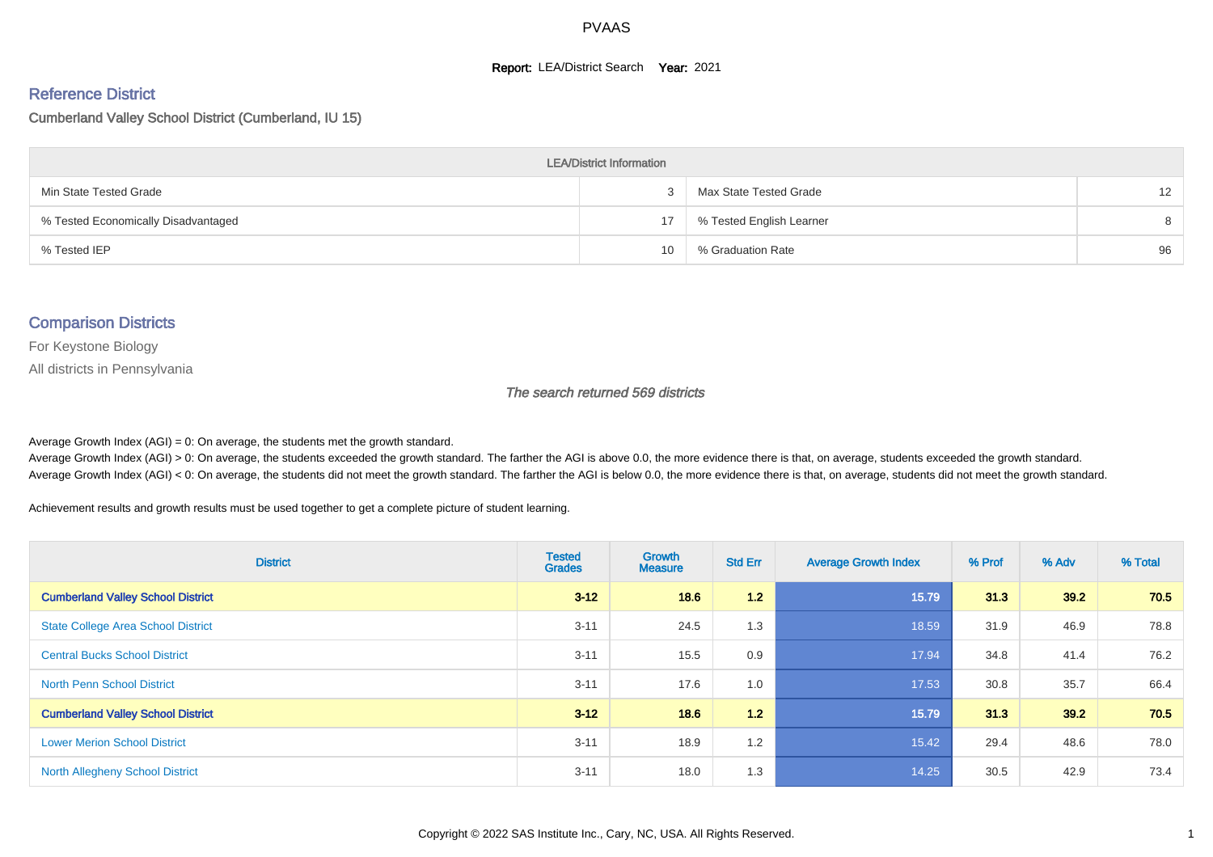# PVAAS

**Report:** LEA/District Search **Year:** 2021

## Reference District

Cumberland Valley School District (Cumberland, IU 15)

| LEA/District Information | | | |
|---|---|---|---|
| Min State Tested Grade | 3 | Max State Tested Grade | 12 |
| % Tested Economically Disadvantaged | 17 | % Tested English Learner | 8 |
| % Tested IEP | 10 | % Graduation Rate | 96 |

## Comparison Districts

For Keystone Biology

All districts in Pennsylvania

*The search returned 569 districts*

Average Growth Index (AGI) = 0: On average, the students met the growth standard.
Average Growth Index (AGI) > 0: On average, the students exceeded the growth standard. The farther the AGI is above 0.0, the more evidence there is that, on average, students exceeded the growth standard.
Average Growth Index (AGI) < 0: On average, the students did not meet the growth standard. The farther the AGI is below 0.0, the more evidence there is that, on average, students did not meet the growth standard.

Achievement results and growth results must be used together to get a complete picture of student learning.

| District | Tested Grades | Growth Measure | Std Err | Average Growth Index | % Prof | % Adv | % Total |
|---|---|---|---|---|---|---|---|
| **Cumberland Valley School District** | **3-12** | **18.6** | **1.2** | **15.79** | **31.3** | **39.2** | **70.5** |
| State College Area School District | 3-11 | 24.5 | 1.3 | 18.59 | 31.9 | 46.9 | 78.8 |
| Central Bucks School District | 3-11 | 15.5 | 0.9 | 17.94 | 34.8 | 41.4 | 76.2 |
| North Penn School District | 3-11 | 17.6 | 1.0 | 17.53 | 30.8 | 35.7 | 66.4 |
| **Cumberland Valley School District** | **3-12** | **18.6** | **1.2** | **15.79** | **31.3** | **39.2** | **70.5** |
| Lower Merion School District | 3-11 | 18.9 | 1.2 | 15.42 | 29.4 | 48.6 | 78.0 |
| North Allegheny School District | 3-11 | 18.0 | 1.3 | 14.25 | 30.5 | 42.9 | 73.4 |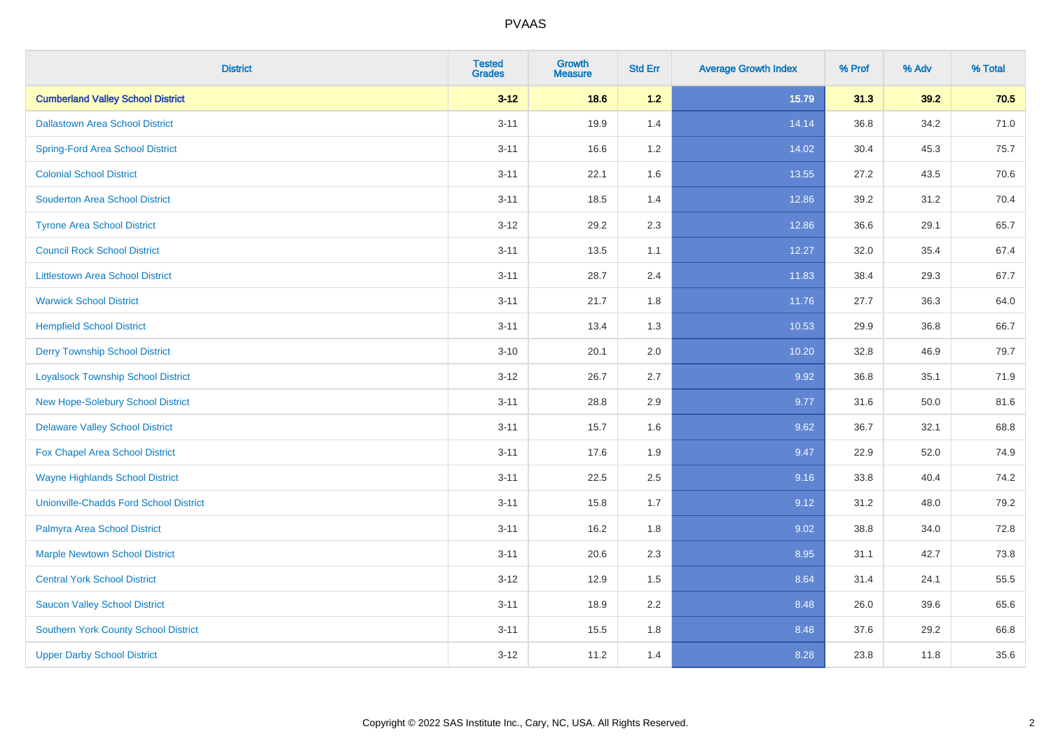# PVAAS

| District | Tested Grades | Growth Measure | Std Err | Average Growth Index | % Prof | % Adv | % Total |
|---|---|---|---|---|---|---|---|
| **Cumberland Valley School District** | **3-12** | **18.6** | **1.2** | **15.79** | **31.3** | **39.2** | **70.5** |
| Dallastown Area School District | 3-11 | 19.9 | 1.4 | 14.14 | 36.8 | 34.2 | 71.0 |
| Spring-Ford Area School District | 3-11 | 16.6 | 1.2 | 14.02 | 30.4 | 45.3 | 75.7 |
| Colonial School District | 3-11 | 22.1 | 1.6 | 13.55 | 27.2 | 43.5 | 70.6 |
| Souderton Area School District | 3-11 | 18.5 | 1.4 | 12.86 | 39.2 | 31.2 | 70.4 |
| Tyrone Area School District | 3-12 | 29.2 | 2.3 | 12.86 | 36.6 | 29.1 | 65.7 |
| Council Rock School District | 3-11 | 13.5 | 1.1 | 12.27 | 32.0 | 35.4 | 67.4 |
| Littlestown Area School District | 3-11 | 28.7 | 2.4 | 11.83 | 38.4 | 29.3 | 67.7 |
| Warwick School District | 3-11 | 21.7 | 1.8 | 11.76 | 27.7 | 36.3 | 64.0 |
| Hempfield School District | 3-11 | 13.4 | 1.3 | 10.53 | 29.9 | 36.8 | 66.7 |
| Derry Township School District | 3-10 | 20.1 | 2.0 | 10.20 | 32.8 | 46.9 | 79.7 |
| Loyalsock Township School District | 3-12 | 26.7 | 2.7 | 9.92 | 36.8 | 35.1 | 71.9 |
| New Hope-Solebury School District | 3-11 | 28.8 | 2.9 | 9.77 | 31.6 | 50.0 | 81.6 |
| Delaware Valley School District | 3-11 | 15.7 | 1.6 | 9.62 | 36.7 | 32.1 | 68.8 |
| Fox Chapel Area School District | 3-11 | 17.6 | 1.9 | 9.47 | 22.9 | 52.0 | 74.9 |
| Wayne Highlands School District | 3-11 | 22.5 | 2.5 | 9.16 | 33.8 | 40.4 | 74.2 |
| Unionville-Chadds Ford School District | 3-11 | 15.8 | 1.7 | 9.12 | 31.2 | 48.0 | 79.2 |
| Palmyra Area School District | 3-11 | 16.2 | 1.8 | 9.02 | 38.8 | 34.0 | 72.8 |
| Marple Newtown School District | 3-11 | 20.6 | 2.3 | 8.95 | 31.1 | 42.7 | 73.8 |
| Central York School District | 3-12 | 12.9 | 1.5 | 8.64 | 31.4 | 24.1 | 55.5 |
| Saucon Valley School District | 3-11 | 18.9 | 2.2 | 8.48 | 26.0 | 39.6 | 65.6 |
| Southern York County School District | 3-11 | 15.5 | 1.8 | 8.48 | 37.6 | 29.2 | 66.8 |
| Upper Darby School District | 3-12 | 11.2 | 1.4 | 8.28 | 23.8 | 11.8 | 35.6 |

Copyright © 2022 SAS Institute Inc., Cary, NC, USA. All Rights Reserved.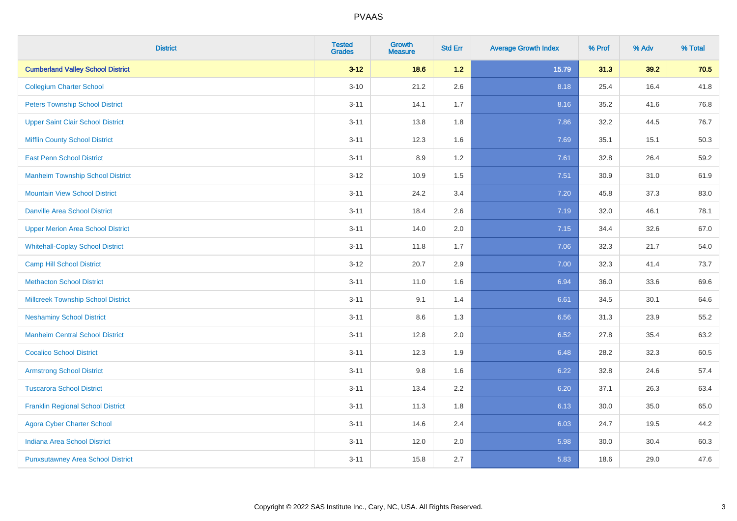# PVAAS

| District | Tested Grades | Growth Measure | Std Err | Average Growth Index | % Prof | % Adv | % Total |
|---|---|---|---|---|---|---|---|
| **Cumberland Valley School District** | **3-12** | **18.6** | **1.2** | **15.79** | **31.3** | **39.2** | **70.5** |
| Collegium Charter School | 3-10 | 21.2 | 2.6 | 8.18 | 25.4 | 16.4 | 41.8 |
| Peters Township School District | 3-11 | 14.1 | 1.7 | 8.16 | 35.2 | 41.6 | 76.8 |
| Upper Saint Clair School District | 3-11 | 13.8 | 1.8 | 7.86 | 32.2 | 44.5 | 76.7 |
| Mifflin County School District | 3-11 | 12.3 | 1.6 | 7.69 | 35.1 | 15.1 | 50.3 |
| East Penn School District | 3-11 | 8.9 | 1.2 | 7.61 | 32.8 | 26.4 | 59.2 |
| Manheim Township School District | 3-12 | 10.9 | 1.5 | 7.51 | 30.9 | 31.0 | 61.9 |
| Mountain View School District | 3-11 | 24.2 | 3.4 | 7.20 | 45.8 | 37.3 | 83.0 |
| Danville Area School District | 3-11 | 18.4 | 2.6 | 7.19 | 32.0 | 46.1 | 78.1 |
| Upper Merion Area School District | 3-11 | 14.0 | 2.0 | 7.15 | 34.4 | 32.6 | 67.0 |
| Whitehall-Coplay School District | 3-11 | 11.8 | 1.7 | 7.06 | 32.3 | 21.7 | 54.0 |
| Camp Hill School District | 3-12 | 20.7 | 2.9 | 7.00 | 32.3 | 41.4 | 73.7 |
| Methacton School District | 3-11 | 11.0 | 1.6 | 6.94 | 36.0 | 33.6 | 69.6 |
| Millcreek Township School District | 3-11 | 9.1 | 1.4 | 6.61 | 34.5 | 30.1 | 64.6 |
| Neshaminy School District | 3-11 | 8.6 | 1.3 | 6.56 | 31.3 | 23.9 | 55.2 |
| Manheim Central School District | 3-11 | 12.8 | 2.0 | 6.52 | 27.8 | 35.4 | 63.2 |
| Cocalico School District | 3-11 | 12.3 | 1.9 | 6.48 | 28.2 | 32.3 | 60.5 |
| Armstrong School District | 3-11 | 9.8 | 1.6 | 6.22 | 32.8 | 24.6 | 57.4 |
| Tuscarora School District | 3-11 | 13.4 | 2.2 | 6.20 | 37.1 | 26.3 | 63.4 |
| Franklin Regional School District | 3-11 | 11.3 | 1.8 | 6.13 | 30.0 | 35.0 | 65.0 |
| Agora Cyber Charter School | 3-11 | 14.6 | 2.4 | 6.03 | 24.7 | 19.5 | 44.2 |
| Indiana Area School District | 3-11 | 12.0 | 2.0 | 5.98 | 30.0 | 30.4 | 60.3 |
| Punxsutawney Area School District | 3-11 | 15.8 | 2.7 | 5.83 | 18.6 | 29.0 | 47.6 |

Copyright © 2022 SAS Institute Inc., Cary, NC, USA. All Rights Reserved.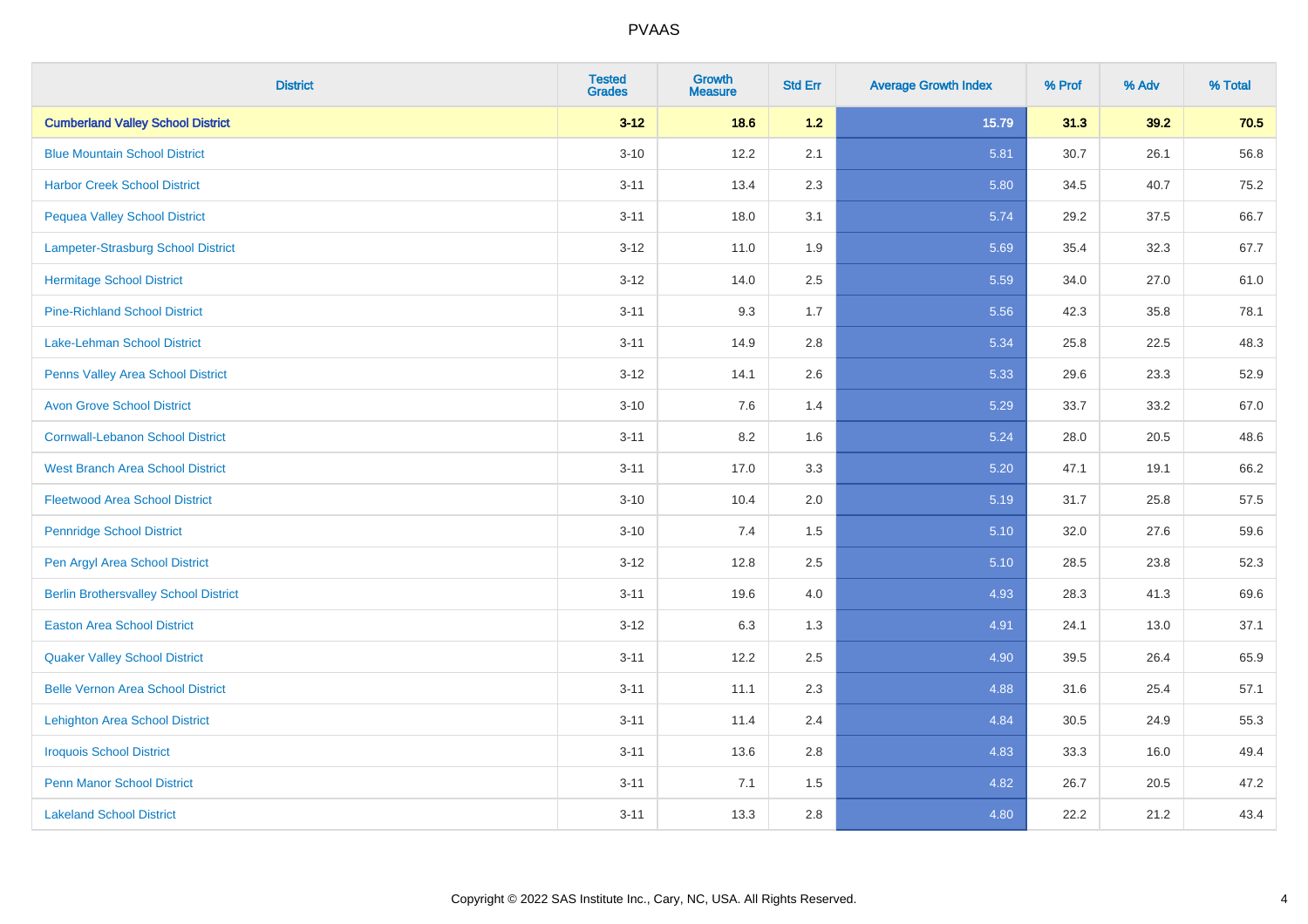| District | Tested Grades | Growth Measure | Std Err | Average Growth Index | % Prof | % Adv | % Total |
|---|---|---|---|---|---|---|---|
| **Cumberland Valley School District** | **3-12** | **18.6** | **1.2** | **15.79** | **31.3** | **39.2** | **70.5** |
| Blue Mountain School District | 3-10 | 12.2 | 2.1 | 5.81 | 30.7 | 26.1 | 56.8 |
| Harbor Creek School District | 3-11 | 13.4 | 2.3 | 5.80 | 34.5 | 40.7 | 75.2 |
| Pequea Valley School District | 3-11 | 18.0 | 3.1 | 5.74 | 29.2 | 37.5 | 66.7 |
| Lampeter-Strasburg School District | 3-12 | 11.0 | 1.9 | 5.69 | 35.4 | 32.3 | 67.7 |
| Hermitage School District | 3-12 | 14.0 | 2.5 | 5.59 | 34.0 | 27.0 | 61.0 |
| Pine-Richland School District | 3-11 | 9.3 | 1.7 | 5.56 | 42.3 | 35.8 | 78.1 |
| Lake-Lehman School District | 3-11 | 14.9 | 2.8 | 5.34 | 25.8 | 22.5 | 48.3 |
| Penns Valley Area School District | 3-12 | 14.1 | 2.6 | 5.33 | 29.6 | 23.3 | 52.9 |
| Avon Grove School District | 3-10 | 7.6 | 1.4 | 5.29 | 33.7 | 33.2 | 67.0 |
| Cornwall-Lebanon School District | 3-11 | 8.2 | 1.6 | 5.24 | 28.0 | 20.5 | 48.6 |
| West Branch Area School District | 3-11 | 17.0 | 3.3 | 5.20 | 47.1 | 19.1 | 66.2 |
| Fleetwood Area School District | 3-10 | 10.4 | 2.0 | 5.19 | 31.7 | 25.8 | 57.5 |
| Pennridge School District | 3-10 | 7.4 | 1.5 | 5.10 | 32.0 | 27.6 | 59.6 |
| Pen Argyl Area School District | 3-12 | 12.8 | 2.5 | 5.10 | 28.5 | 23.8 | 52.3 |
| Berlin Brothersvalley School District | 3-11 | 19.6 | 4.0 | 4.93 | 28.3 | 41.3 | 69.6 |
| Easton Area School District | 3-12 | 6.3 | 1.3 | 4.91 | 24.1 | 13.0 | 37.1 |
| Quaker Valley School District | 3-11 | 12.2 | 2.5 | 4.90 | 39.5 | 26.4 | 65.9 |
| Belle Vernon Area School District | 3-11 | 11.1 | 2.3 | 4.88 | 31.6 | 25.4 | 57.1 |
| Lehighton Area School District | 3-11 | 11.4 | 2.4 | 4.84 | 30.5 | 24.9 | 55.3 |
| Iroquois School District | 3-11 | 13.6 | 2.8 | 4.83 | 33.3 | 16.0 | 49.4 |
| Penn Manor School District | 3-11 | 7.1 | 1.5 | 4.82 | 26.7 | 20.5 | 47.2 |
| Lakeland School District | 3-11 | 13.3 | 2.8 | 4.80 | 22.2 | 21.2 | 43.4 |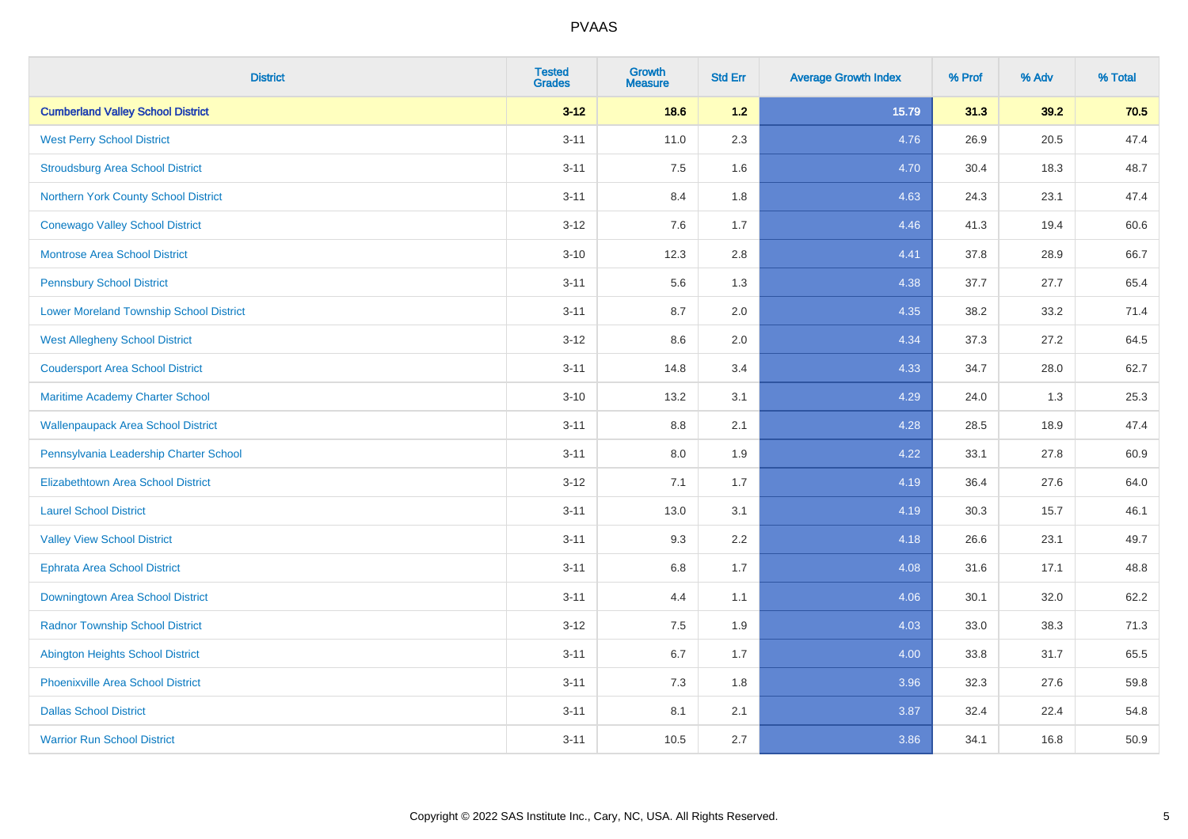# PVAAS

| District | Tested Grades | Growth Measure | Std Err | Average Growth Index | % Prof | % Adv | % Total |
|---|---|---|---|---|---|---|---|
| **Cumberland Valley School District** | **3-12** | **18.6** | **1.2** | **15.79** | **31.3** | **39.2** | **70.5** |
| West Perry School District | 3-11 | 11.0 | 2.3 | 4.76 | 26.9 | 20.5 | 47.4 |
| Stroudsburg Area School District | 3-11 | 7.5 | 1.6 | 4.70 | 30.4 | 18.3 | 48.7 |
| Northern York County School District | 3-11 | 8.4 | 1.8 | 4.63 | 24.3 | 23.1 | 47.4 |
| Conewago Valley School District | 3-12 | 7.6 | 1.7 | 4.46 | 41.3 | 19.4 | 60.6 |
| Montrose Area School District | 3-10 | 12.3 | 2.8 | 4.41 | 37.8 | 28.9 | 66.7 |
| Pennsbury School District | 3-11 | 5.6 | 1.3 | 4.38 | 37.7 | 27.7 | 65.4 |
| Lower Moreland Township School District | 3-11 | 8.7 | 2.0 | 4.35 | 38.2 | 33.2 | 71.4 |
| West Allegheny School District | 3-12 | 8.6 | 2.0 | 4.34 | 37.3 | 27.2 | 64.5 |
| Coudersport Area School District | 3-11 | 14.8 | 3.4 | 4.33 | 34.7 | 28.0 | 62.7 |
| Maritime Academy Charter School | 3-10 | 13.2 | 3.1 | 4.29 | 24.0 | 1.3 | 25.3 |
| Wallenpaupack Area School District | 3-11 | 8.8 | 2.1 | 4.28 | 28.5 | 18.9 | 47.4 |
| Pennsylvania Leadership Charter School | 3-11 | 8.0 | 1.9 | 4.22 | 33.1 | 27.8 | 60.9 |
| Elizabethtown Area School District | 3-12 | 7.1 | 1.7 | 4.19 | 36.4 | 27.6 | 64.0 |
| Laurel School District | 3-11 | 13.0 | 3.1 | 4.19 | 30.3 | 15.7 | 46.1 |
| Valley View School District | 3-11 | 9.3 | 2.2 | 4.18 | 26.6 | 23.1 | 49.7 |
| Ephrata Area School District | 3-11 | 6.8 | 1.7 | 4.08 | 31.6 | 17.1 | 48.8 |
| Downingtown Area School District | 3-11 | 4.4 | 1.1 | 4.06 | 30.1 | 32.0 | 62.2 |
| Radnor Township School District | 3-12 | 7.5 | 1.9 | 4.03 | 33.0 | 38.3 | 71.3 |
| Abington Heights School District | 3-11 | 6.7 | 1.7 | 4.00 | 33.8 | 31.7 | 65.5 |
| Phoenixville Area School District | 3-11 | 7.3 | 1.8 | 3.96 | 32.3 | 27.6 | 59.8 |
| Dallas School District | 3-11 | 8.1 | 2.1 | 3.87 | 32.4 | 22.4 | 54.8 |
| Warrior Run School District | 3-11 | 10.5 | 2.7 | 3.86 | 34.1 | 16.8 | 50.9 |

Copyright © 2022 SAS Institute Inc., Cary, NC, USA. All Rights Reserved.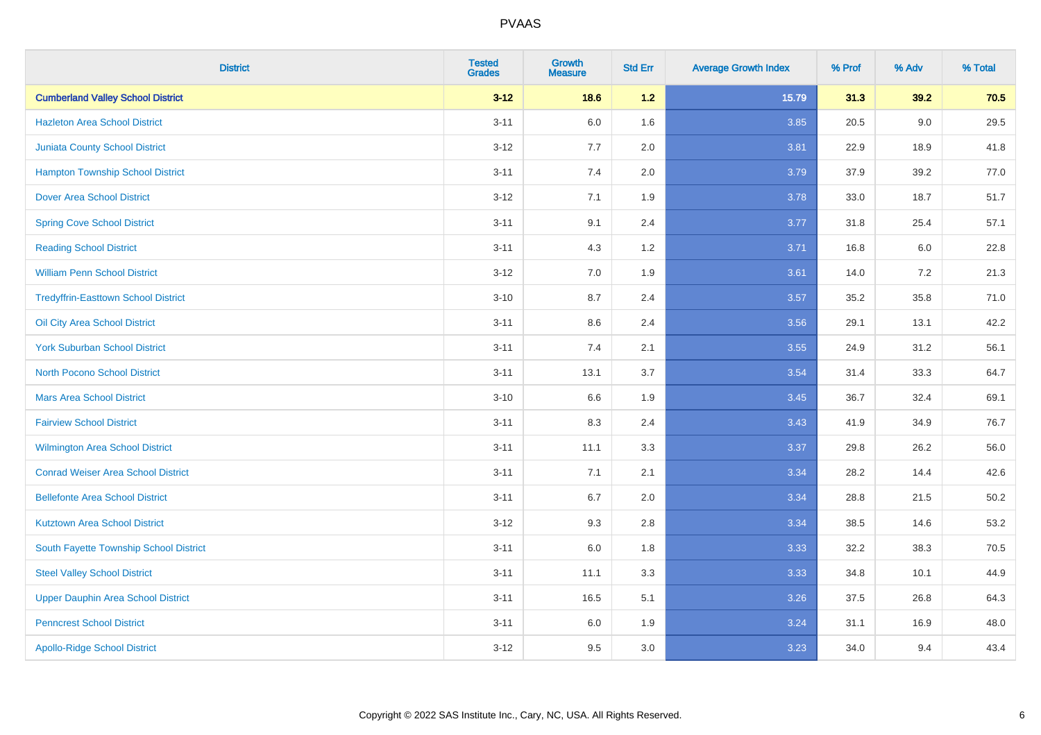# PVAAS

| District | Tested Grades | Growth Measure | Std Err | Average Growth Index | % Prof | % Adv | % Total |
|---|---|---|---|---|---|---|---|
| **Cumberland Valley School District** | **3-12** | **18.6** | **1.2** | **15.79** | **31.3** | **39.2** | **70.5** |
| Hazleton Area School District | 3-11 | 6.0 | 1.6 | 3.85 | 20.5 | 9.0 | 29.5 |
| Juniata County School District | 3-12 | 7.7 | 2.0 | 3.81 | 22.9 | 18.9 | 41.8 |
| Hampton Township School District | 3-11 | 7.4 | 2.0 | 3.79 | 37.9 | 39.2 | 77.0 |
| Dover Area School District | 3-12 | 7.1 | 1.9 | 3.78 | 33.0 | 18.7 | 51.7 |
| Spring Cove School District | 3-11 | 9.1 | 2.4 | 3.77 | 31.8 | 25.4 | 57.1 |
| Reading School District | 3-11 | 4.3 | 1.2 | 3.71 | 16.8 | 6.0 | 22.8 |
| William Penn School District | 3-12 | 7.0 | 1.9 | 3.61 | 14.0 | 7.2 | 21.3 |
| Tredyffrin-Easttown School District | 3-10 | 8.7 | 2.4 | 3.57 | 35.2 | 35.8 | 71.0 |
| Oil City Area School District | 3-11 | 8.6 | 2.4 | 3.56 | 29.1 | 13.1 | 42.2 |
| York Suburban School District | 3-11 | 7.4 | 2.1 | 3.55 | 24.9 | 31.2 | 56.1 |
| North Pocono School District | 3-11 | 13.1 | 3.7 | 3.54 | 31.4 | 33.3 | 64.7 |
| Mars Area School District | 3-10 | 6.6 | 1.9 | 3.45 | 36.7 | 32.4 | 69.1 |
| Fairview School District | 3-11 | 8.3 | 2.4 | 3.43 | 41.9 | 34.9 | 76.7 |
| Wilmington Area School District | 3-11 | 11.1 | 3.3 | 3.37 | 29.8 | 26.2 | 56.0 |
| Conrad Weiser Area School District | 3-11 | 7.1 | 2.1 | 3.34 | 28.2 | 14.4 | 42.6 |
| Bellefonte Area School District | 3-11 | 6.7 | 2.0 | 3.34 | 28.8 | 21.5 | 50.2 |
| Kutztown Area School District | 3-12 | 9.3 | 2.8 | 3.34 | 38.5 | 14.6 | 53.2 |
| South Fayette Township School District | 3-11 | 6.0 | 1.8 | 3.33 | 32.2 | 38.3 | 70.5 |
| Steel Valley School District | 3-11 | 11.1 | 3.3 | 3.33 | 34.8 | 10.1 | 44.9 |
| Upper Dauphin Area School District | 3-11 | 16.5 | 5.1 | 3.26 | 37.5 | 26.8 | 64.3 |
| Penncrest School District | 3-11 | 6.0 | 1.9 | 3.24 | 31.1 | 16.9 | 48.0 |
| Apollo-Ridge School District | 3-12 | 9.5 | 3.0 | 3.23 | 34.0 | 9.4 | 43.4 |

Copyright © 2022 SAS Institute Inc., Cary, NC, USA. All Rights Reserved.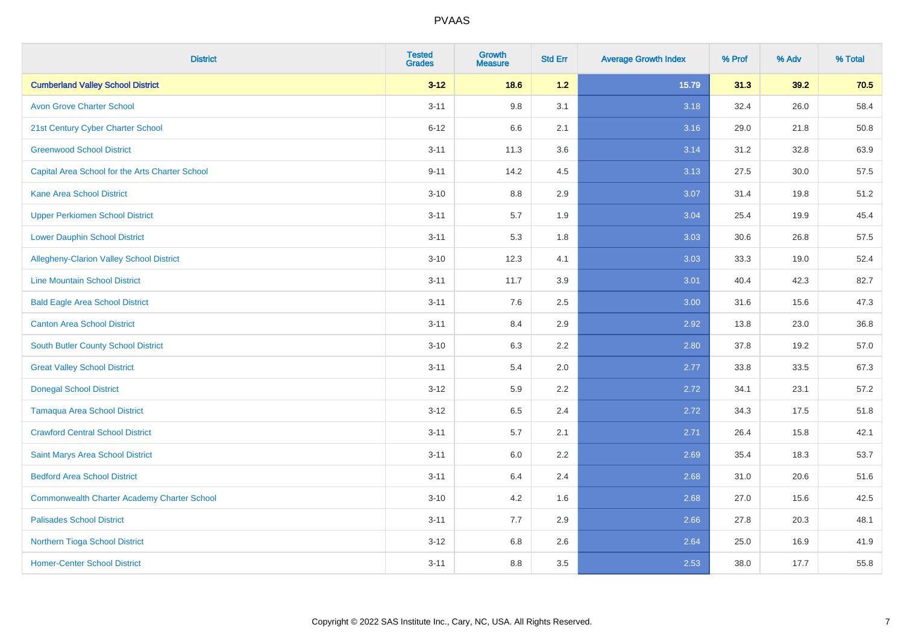# PVAAS

| District | Tested Grades | Growth Measure | Std Err | Average Growth Index | % Prof | % Adv | % Total |
|---|---|---|---|---|---|---|---|
| **Cumberland Valley School District** | **3-12** | **18.6** | **1.2** | **15.79** | **31.3** | **39.2** | **70.5** |
| Avon Grove Charter School | 3-11 | 9.8 | 3.1 | 3.18 | 32.4 | 26.0 | 58.4 |
| 21st Century Cyber Charter School | 6-12 | 6.6 | 2.1 | 3.16 | 29.0 | 21.8 | 50.8 |
| Greenwood School District | 3-11 | 11.3 | 3.6 | 3.14 | 31.2 | 32.8 | 63.9 |
| Capital Area School for the Arts Charter School | 9-11 | 14.2 | 4.5 | 3.13 | 27.5 | 30.0 | 57.5 |
| Kane Area School District | 3-10 | 8.8 | 2.9 | 3.07 | 31.4 | 19.8 | 51.2 |
| Upper Perkiomen School District | 3-11 | 5.7 | 1.9 | 3.04 | 25.4 | 19.9 | 45.4 |
| Lower Dauphin School District | 3-11 | 5.3 | 1.8 | 3.03 | 30.6 | 26.8 | 57.5 |
| Allegheny-Clarion Valley School District | 3-10 | 12.3 | 4.1 | 3.03 | 33.3 | 19.0 | 52.4 |
| Line Mountain School District | 3-11 | 11.7 | 3.9 | 3.01 | 40.4 | 42.3 | 82.7 |
| Bald Eagle Area School District | 3-11 | 7.6 | 2.5 | 3.00 | 31.6 | 15.6 | 47.3 |
| Canton Area School District | 3-11 | 8.4 | 2.9 | 2.92 | 13.8 | 23.0 | 36.8 |
| South Butler County School District | 3-10 | 6.3 | 2.2 | 2.80 | 37.8 | 19.2 | 57.0 |
| Great Valley School District | 3-11 | 5.4 | 2.0 | 2.77 | 33.8 | 33.5 | 67.3 |
| Donegal School District | 3-12 | 5.9 | 2.2 | 2.72 | 34.1 | 23.1 | 57.2 |
| Tamaqua Area School District | 3-12 | 6.5 | 2.4 | 2.72 | 34.3 | 17.5 | 51.8 |
| Crawford Central School District | 3-11 | 5.7 | 2.1 | 2.71 | 26.4 | 15.8 | 42.1 |
| Saint Marys Area School District | 3-11 | 6.0 | 2.2 | 2.69 | 35.4 | 18.3 | 53.7 |
| Bedford Area School District | 3-11 | 6.4 | 2.4 | 2.68 | 31.0 | 20.6 | 51.6 |
| Commonwealth Charter Academy Charter School | 3-10 | 4.2 | 1.6 | 2.68 | 27.0 | 15.6 | 42.5 |
| Palisades School District | 3-11 | 7.7 | 2.9 | 2.66 | 27.8 | 20.3 | 48.1 |
| Northern Tioga School District | 3-12 | 6.8 | 2.6 | 2.64 | 25.0 | 16.9 | 41.9 |
| Homer-Center School District | 3-11 | 8.8 | 3.5 | 2.53 | 38.0 | 17.7 | 55.8 |

Copyright © 2022 SAS Institute Inc., Cary, NC, USA. All Rights Reserved.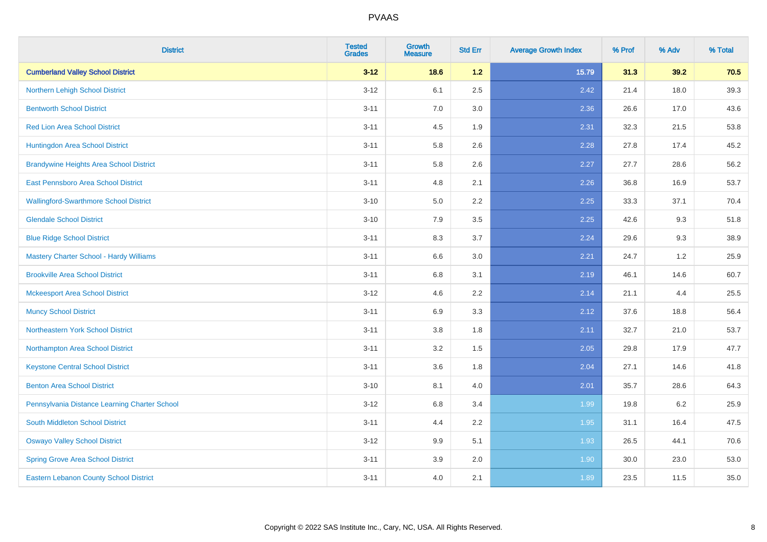# PVAAS

| District | Tested Grades | Growth Measure | Std Err | Average Growth Index | % Prof | % Adv | % Total |
|---|---|---|---|---|---|---|---|
| **Cumberland Valley School District** | **3-12** | **18.6** | **1.2** | **15.79** | **31.3** | **39.2** | **70.5** |
| Northern Lehigh School District | 3-12 | 6.1 | 2.5 | 2.42 | 21.4 | 18.0 | 39.3 |
| Bentworth School District | 3-11 | 7.0 | 3.0 | 2.36 | 26.6 | 17.0 | 43.6 |
| Red Lion Area School District | 3-11 | 4.5 | 1.9 | 2.31 | 32.3 | 21.5 | 53.8 |
| Huntingdon Area School District | 3-11 | 5.8 | 2.6 | 2.28 | 27.8 | 17.4 | 45.2 |
| Brandywine Heights Area School District | 3-11 | 5.8 | 2.6 | 2.27 | 27.7 | 28.6 | 56.2 |
| East Pennsboro Area School District | 3-11 | 4.8 | 2.1 | 2.26 | 36.8 | 16.9 | 53.7 |
| Wallingford-Swarthmore School District | 3-10 | 5.0 | 2.2 | 2.25 | 33.3 | 37.1 | 70.4 |
| Glendale School District | 3-10 | 7.9 | 3.5 | 2.25 | 42.6 | 9.3 | 51.8 |
| Blue Ridge School District | 3-11 | 8.3 | 3.7 | 2.24 | 29.6 | 9.3 | 38.9 |
| Mastery Charter School - Hardy Williams | 3-11 | 6.6 | 3.0 | 2.21 | 24.7 | 1.2 | 25.9 |
| Brookville Area School District | 3-11 | 6.8 | 3.1 | 2.19 | 46.1 | 14.6 | 60.7 |
| Mckeesport Area School District | 3-12 | 4.6 | 2.2 | 2.14 | 21.1 | 4.4 | 25.5 |
| Muncy School District | 3-11 | 6.9 | 3.3 | 2.12 | 37.6 | 18.8 | 56.4 |
| Northeastern York School District | 3-11 | 3.8 | 1.8 | 2.11 | 32.7 | 21.0 | 53.7 |
| Northampton Area School District | 3-11 | 3.2 | 1.5 | 2.05 | 29.8 | 17.9 | 47.7 |
| Keystone Central School District | 3-11 | 3.6 | 1.8 | 2.04 | 27.1 | 14.6 | 41.8 |
| Benton Area School District | 3-10 | 8.1 | 4.0 | 2.01 | 35.7 | 28.6 | 64.3 |
| Pennsylvania Distance Learning Charter School | 3-12 | 6.8 | 3.4 | 1.99 | 19.8 | 6.2 | 25.9 |
| South Middleton School District | 3-11 | 4.4 | 2.2 | 1.95 | 31.1 | 16.4 | 47.5 |
| Oswayo Valley School District | 3-12 | 9.9 | 5.1 | 1.93 | 26.5 | 44.1 | 70.6 |
| Spring Grove Area School District | 3-11 | 3.9 | 2.0 | 1.90 | 30.0 | 23.0 | 53.0 |
| Eastern Lebanon County School District | 3-11 | 4.0 | 2.1 | 1.89 | 23.5 | 11.5 | 35.0 |

Copyright © 2022 SAS Institute Inc., Cary, NC, USA. All Rights Reserved.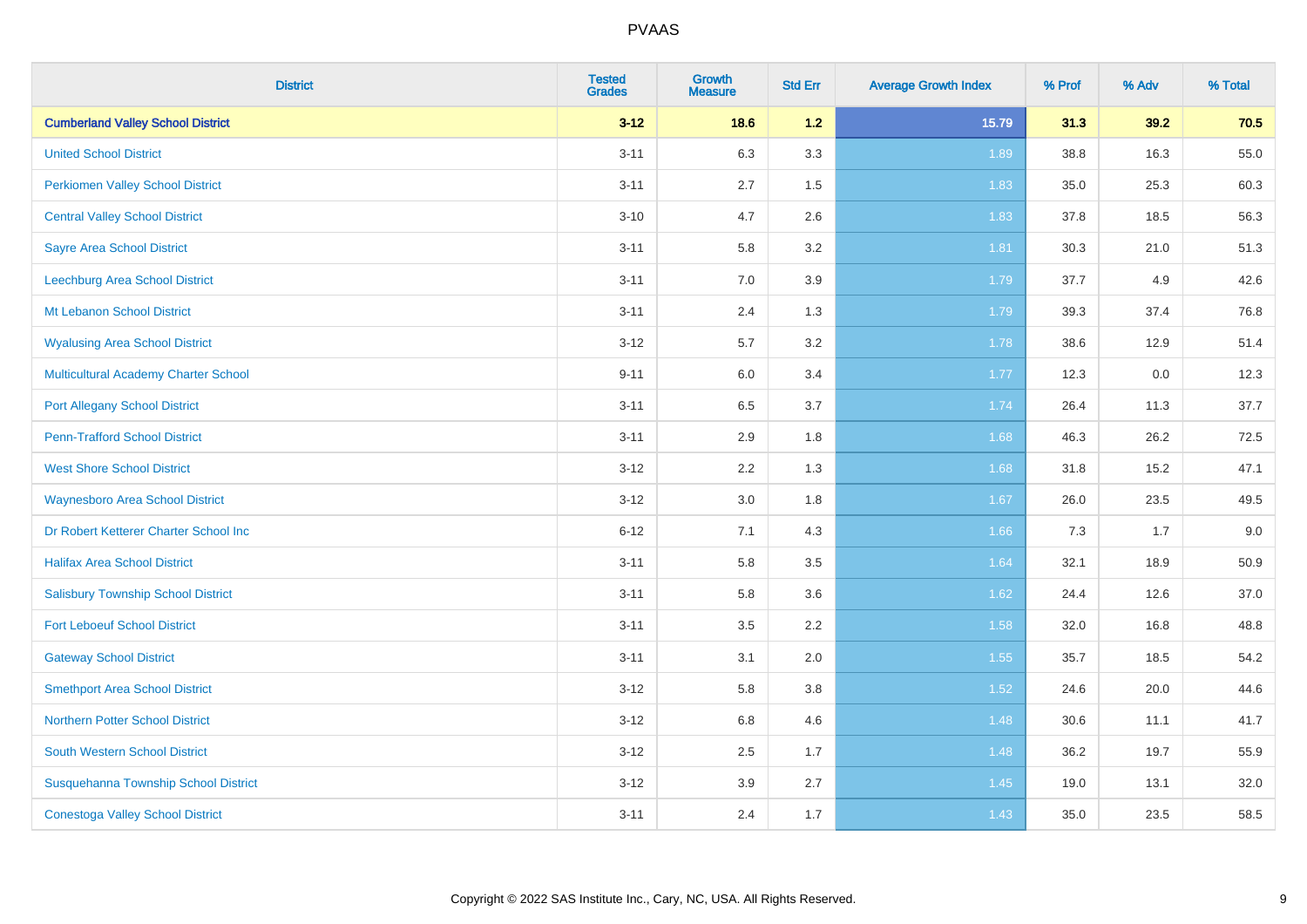| District | Tested Grades | Growth Measure | Std Err | Average Growth Index | % Prof | % Adv | % Total |
|---|---|---|---|---|---|---|---|
| **Cumberland Valley School District** | **3-12** | **18.6** | **1.2** | **15.79** | **31.3** | **39.2** | **70.5** |
| United School District | 3-11 | 6.3 | 3.3 | 1.89 | 38.8 | 16.3 | 55.0 |
| Perkiomen Valley School District | 3-11 | 2.7 | 1.5 | 1.83 | 35.0 | 25.3 | 60.3 |
| Central Valley School District | 3-10 | 4.7 | 2.6 | 1.83 | 37.8 | 18.5 | 56.3 |
| Sayre Area School District | 3-11 | 5.8 | 3.2 | 1.81 | 30.3 | 21.0 | 51.3 |
| Leechburg Area School District | 3-11 | 7.0 | 3.9 | 1.79 | 37.7 | 4.9 | 42.6 |
| Mt Lebanon School District | 3-11 | 2.4 | 1.3 | 1.79 | 39.3 | 37.4 | 76.8 |
| Wyalusing Area School District | 3-12 | 5.7 | 3.2 | 1.78 | 38.6 | 12.9 | 51.4 |
| Multicultural Academy Charter School | 9-11 | 6.0 | 3.4 | 1.77 | 12.3 | 0.0 | 12.3 |
| Port Allegany School District | 3-11 | 6.5 | 3.7 | 1.74 | 26.4 | 11.3 | 37.7 |
| Penn-Trafford School District | 3-11 | 2.9 | 1.8 | 1.68 | 46.3 | 26.2 | 72.5 |
| West Shore School District | 3-12 | 2.2 | 1.3 | 1.68 | 31.8 | 15.2 | 47.1 |
| Waynesboro Area School District | 3-12 | 3.0 | 1.8 | 1.67 | 26.0 | 23.5 | 49.5 |
| Dr Robert Ketterer Charter School Inc | 6-12 | 7.1 | 4.3 | 1.66 | 7.3 | 1.7 | 9.0 |
| Halifax Area School District | 3-11 | 5.8 | 3.5 | 1.64 | 32.1 | 18.9 | 50.9 |
| Salisbury Township School District | 3-11 | 5.8 | 3.6 | 1.62 | 24.4 | 12.6 | 37.0 |
| Fort Leboeuf School District | 3-11 | 3.5 | 2.2 | 1.58 | 32.0 | 16.8 | 48.8 |
| Gateway School District | 3-11 | 3.1 | 2.0 | 1.55 | 35.7 | 18.5 | 54.2 |
| Smethport Area School District | 3-12 | 5.8 | 3.8 | 1.52 | 24.6 | 20.0 | 44.6 |
| Northern Potter School District | 3-12 | 6.8 | 4.6 | 1.48 | 30.6 | 11.1 | 41.7 |
| South Western School District | 3-12 | 2.5 | 1.7 | 1.48 | 36.2 | 19.7 | 55.9 |
| Susquehanna Township School District | 3-12 | 3.9 | 2.7 | 1.45 | 19.0 | 13.1 | 32.0 |
| Conestoga Valley School District | 3-11 | 2.4 | 1.7 | 1.43 | 35.0 | 23.5 | 58.5 |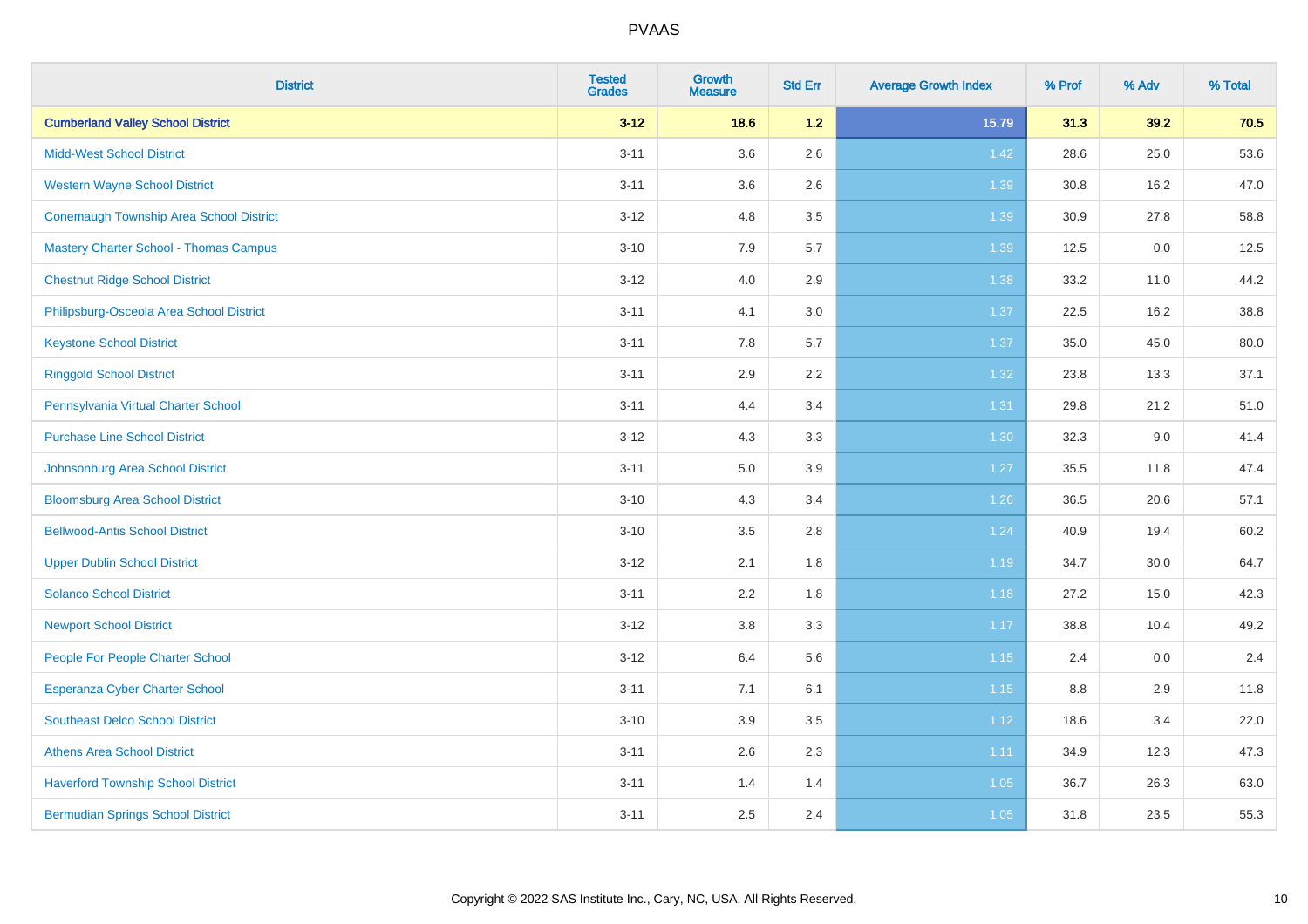# PVAAS

| District | Tested Grades | Growth Measure | Std Err | Average Growth Index | % Prof | % Adv | % Total |
|---|---|---|---|---|---|---|---|
| **Cumberland Valley School District** | **3-12** | **18.6** | **1.2** | **15.79** | **31.3** | **39.2** | **70.5** |
| Midd-West School District | 3-11 | 3.6 | 2.6 | 1.42 | 28.6 | 25.0 | 53.6 |
| Western Wayne School District | 3-11 | 3.6 | 2.6 | 1.39 | 30.8 | 16.2 | 47.0 |
| Conemaugh Township Area School District | 3-12 | 4.8 | 3.5 | 1.39 | 30.9 | 27.8 | 58.8 |
| Mastery Charter School - Thomas Campus | 3-10 | 7.9 | 5.7 | 1.39 | 12.5 | 0.0 | 12.5 |
| Chestnut Ridge School District | 3-12 | 4.0 | 2.9 | 1.38 | 33.2 | 11.0 | 44.2 |
| Philipsburg-Osceola Area School District | 3-11 | 4.1 | 3.0 | 1.37 | 22.5 | 16.2 | 38.8 |
| Keystone School District | 3-11 | 7.8 | 5.7 | 1.37 | 35.0 | 45.0 | 80.0 |
| Ringgold School District | 3-11 | 2.9 | 2.2 | 1.32 | 23.8 | 13.3 | 37.1 |
| Pennsylvania Virtual Charter School | 3-11 | 4.4 | 3.4 | 1.31 | 29.8 | 21.2 | 51.0 |
| Purchase Line School District | 3-12 | 4.3 | 3.3 | 1.30 | 32.3 | 9.0 | 41.4 |
| Johnsonburg Area School District | 3-11 | 5.0 | 3.9 | 1.27 | 35.5 | 11.8 | 47.4 |
| Bloomsburg Area School District | 3-10 | 4.3 | 3.4 | 1.26 | 36.5 | 20.6 | 57.1 |
| Bellwood-Antis School District | 3-10 | 3.5 | 2.8 | 1.24 | 40.9 | 19.4 | 60.2 |
| Upper Dublin School District | 3-12 | 2.1 | 1.8 | 1.19 | 34.7 | 30.0 | 64.7 |
| Solanco School District | 3-11 | 2.2 | 1.8 | 1.18 | 27.2 | 15.0 | 42.3 |
| Newport School District | 3-12 | 3.8 | 3.3 | 1.17 | 38.8 | 10.4 | 49.2 |
| People For People Charter School | 3-12 | 6.4 | 5.6 | 1.15 | 2.4 | 0.0 | 2.4 |
| Esperanza Cyber Charter School | 3-11 | 7.1 | 6.1 | 1.15 | 8.8 | 2.9 | 11.8 |
| Southeast Delco School District | 3-10 | 3.9 | 3.5 | 1.12 | 18.6 | 3.4 | 22.0 |
| Athens Area School District | 3-11 | 2.6 | 2.3 | 1.11 | 34.9 | 12.3 | 47.3 |
| Haverford Township School District | 3-11 | 1.4 | 1.4 | 1.05 | 36.7 | 26.3 | 63.0 |
| Bermudian Springs School District | 3-11 | 2.5 | 2.4 | 1.05 | 31.8 | 23.5 | 55.3 |

Copyright © 2022 SAS Institute Inc., Cary, NC, USA. All Rights Reserved.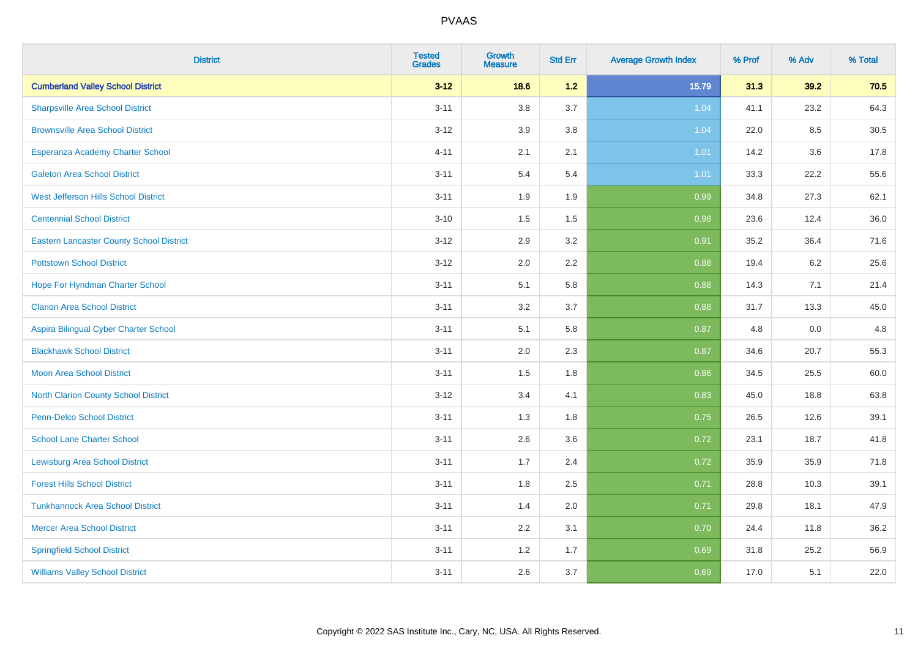# PVAAS

| District | Tested Grades | Growth Measure | Std Err | Average Growth Index | % Prof | % Adv | % Total |
|---|---|---|---|---|---|---|---|
| **Cumberland Valley School District** | **3-12** | **18.6** | **1.2** | **15.79** | **31.3** | **39.2** | **70.5** |
| Sharpsville Area School District | 3-11 | 3.8 | 3.7 | 1.04 | 41.1 | 23.2 | 64.3 |
| Brownsville Area School District | 3-12 | 3.9 | 3.8 | 1.04 | 22.0 | 8.5 | 30.5 |
| Esperanza Academy Charter School | 4-11 | 2.1 | 2.1 | 1.01 | 14.2 | 3.6 | 17.8 |
| Galeton Area School District | 3-11 | 5.4 | 5.4 | 1.01 | 33.3 | 22.2 | 55.6 |
| West Jefferson Hills School District | 3-11 | 1.9 | 1.9 | 0.99 | 34.8 | 27.3 | 62.1 |
| Centennial School District | 3-10 | 1.5 | 1.5 | 0.98 | 23.6 | 12.4 | 36.0 |
| Eastern Lancaster County School District | 3-12 | 2.9 | 3.2 | 0.91 | 35.2 | 36.4 | 71.6 |
| Pottstown School District | 3-12 | 2.0 | 2.2 | 0.88 | 19.4 | 6.2 | 25.6 |
| Hope For Hyndman Charter School | 3-11 | 5.1 | 5.8 | 0.88 | 14.3 | 7.1 | 21.4 |
| Clarion Area School District | 3-11 | 3.2 | 3.7 | 0.88 | 31.7 | 13.3 | 45.0 |
| Aspira Bilingual Cyber Charter School | 3-11 | 5.1 | 5.8 | 0.87 | 4.8 | 0.0 | 4.8 |
| Blackhawk School District | 3-11 | 2.0 | 2.3 | 0.87 | 34.6 | 20.7 | 55.3 |
| Moon Area School District | 3-11 | 1.5 | 1.8 | 0.86 | 34.5 | 25.5 | 60.0 |
| North Clarion County School District | 3-12 | 3.4 | 4.1 | 0.83 | 45.0 | 18.8 | 63.8 |
| Penn-Delco School District | 3-11 | 1.3 | 1.8 | 0.75 | 26.5 | 12.6 | 39.1 |
| School Lane Charter School | 3-11 | 2.6 | 3.6 | 0.72 | 23.1 | 18.7 | 41.8 |
| Lewisburg Area School District | 3-11 | 1.7 | 2.4 | 0.72 | 35.9 | 35.9 | 71.8 |
| Forest Hills School District | 3-11 | 1.8 | 2.5 | 0.71 | 28.8 | 10.3 | 39.1 |
| Tunkhannock Area School District | 3-11 | 1.4 | 2.0 | 0.71 | 29.8 | 18.1 | 47.9 |
| Mercer Area School District | 3-11 | 2.2 | 3.1 | 0.70 | 24.4 | 11.8 | 36.2 |
| Springfield School District | 3-11 | 1.2 | 1.7 | 0.69 | 31.8 | 25.2 | 56.9 |
| Williams Valley School District | 3-11 | 2.6 | 3.7 | 0.69 | 17.0 | 5.1 | 22.0 |

Copyright © 2022 SAS Institute Inc., Cary, NC, USA. All Rights Reserved.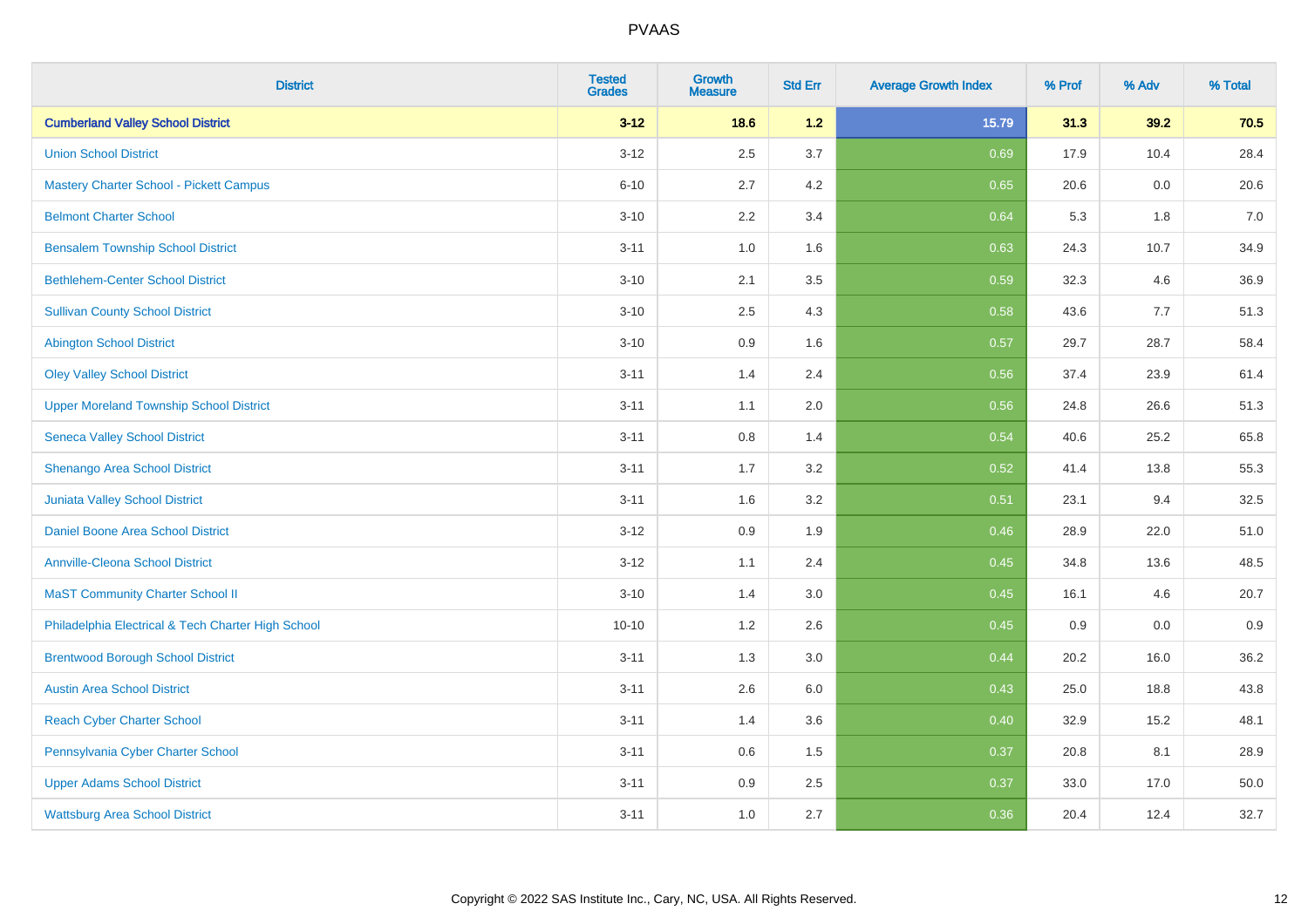# PVAAS

| District | Tested Grades | Growth Measure | Std Err | Average Growth Index | % Prof | % Adv | % Total |
|---|---|---|---|---|---|---|---|
| **Cumberland Valley School District** | **3-12** | **18.6** | **1.2** | **15.79** | **31.3** | **39.2** | **70.5** |
| Union School District | 3-12 | 2.5 | 3.7 | 0.69 | 17.9 | 10.4 | 28.4 |
| Mastery Charter School - Pickett Campus | 6-10 | 2.7 | 4.2 | 0.65 | 20.6 | 0.0 | 20.6 |
| Belmont Charter School | 3-10 | 2.2 | 3.4 | 0.64 | 5.3 | 1.8 | 7.0 |
| Bensalem Township School District | 3-11 | 1.0 | 1.6 | 0.63 | 24.3 | 10.7 | 34.9 |
| Bethlehem-Center School District | 3-10 | 2.1 | 3.5 | 0.59 | 32.3 | 4.6 | 36.9 |
| Sullivan County School District | 3-10 | 2.5 | 4.3 | 0.58 | 43.6 | 7.7 | 51.3 |
| Abington School District | 3-10 | 0.9 | 1.6 | 0.57 | 29.7 | 28.7 | 58.4 |
| Oley Valley School District | 3-11 | 1.4 | 2.4 | 0.56 | 37.4 | 23.9 | 61.4 |
| Upper Moreland Township School District | 3-11 | 1.1 | 2.0 | 0.56 | 24.8 | 26.6 | 51.3 |
| Seneca Valley School District | 3-11 | 0.8 | 1.4 | 0.54 | 40.6 | 25.2 | 65.8 |
| Shenango Area School District | 3-11 | 1.7 | 3.2 | 0.52 | 41.4 | 13.8 | 55.3 |
| Juniata Valley School District | 3-11 | 1.6 | 3.2 | 0.51 | 23.1 | 9.4 | 32.5 |
| Daniel Boone Area School District | 3-12 | 0.9 | 1.9 | 0.46 | 28.9 | 22.0 | 51.0 |
| Annville-Cleona School District | 3-12 | 1.1 | 2.4 | 0.45 | 34.8 | 13.6 | 48.5 |
| MaST Community Charter School II | 3-10 | 1.4 | 3.0 | 0.45 | 16.1 | 4.6 | 20.7 |
| Philadelphia Electrical & Tech Charter High School | 10-10 | 1.2 | 2.6 | 0.45 | 0.9 | 0.0 | 0.9 |
| Brentwood Borough School District | 3-11 | 1.3 | 3.0 | 0.44 | 20.2 | 16.0 | 36.2 |
| Austin Area School District | 3-11 | 2.6 | 6.0 | 0.43 | 25.0 | 18.8 | 43.8 |
| Reach Cyber Charter School | 3-11 | 1.4 | 3.6 | 0.40 | 32.9 | 15.2 | 48.1 |
| Pennsylvania Cyber Charter School | 3-11 | 0.6 | 1.5 | 0.37 | 20.8 | 8.1 | 28.9 |
| Upper Adams School District | 3-11 | 0.9 | 2.5 | 0.37 | 33.0 | 17.0 | 50.0 |
| Wattsburg Area School District | 3-11 | 1.0 | 2.7 | 0.36 | 20.4 | 12.4 | 32.7 |

Copyright © 2022 SAS Institute Inc., Cary, NC, USA. All Rights Reserved.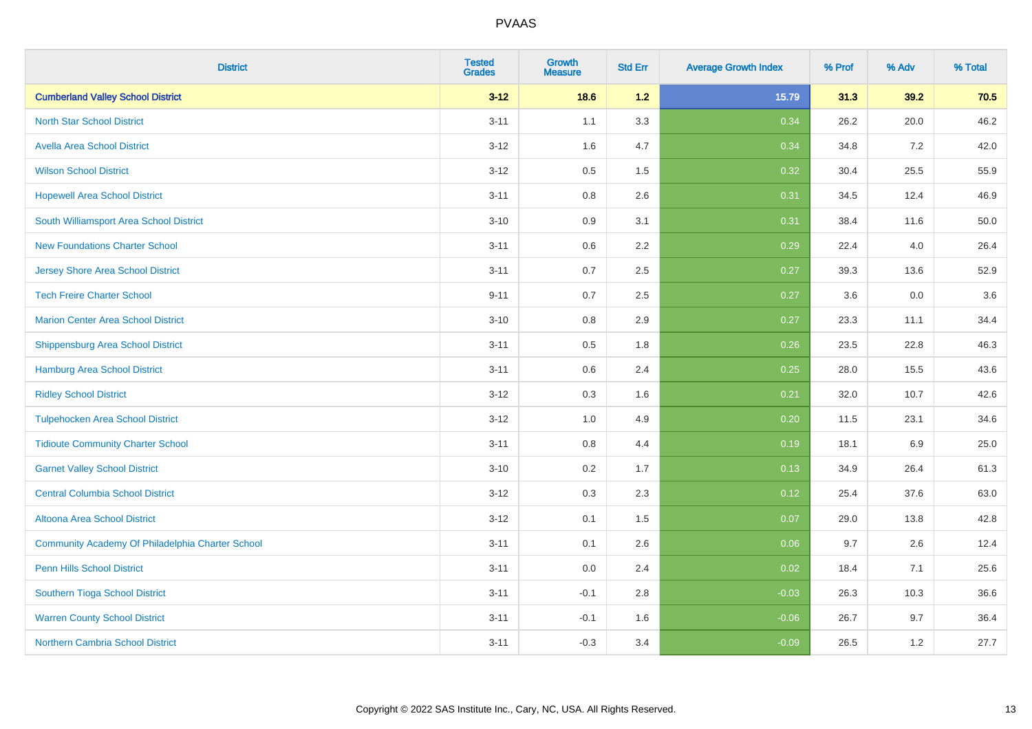| District | Tested Grades | Growth Measure | Std Err | Average Growth Index | % Prof | % Adv | % Total |
|---|---|---|---|---|---|---|---|
| **Cumberland Valley School District** | **3-12** | **18.6** | **1.2** | **15.79** | **31.3** | **39.2** | **70.5** |
| North Star School District | 3-11 | 1.1 | 3.3 | 0.34 | 26.2 | 20.0 | 46.2 |
| Avella Area School District | 3-12 | 1.6 | 4.7 | 0.34 | 34.8 | 7.2 | 42.0 |
| Wilson School District | 3-12 | 0.5 | 1.5 | 0.32 | 30.4 | 25.5 | 55.9 |
| Hopewell Area School District | 3-11 | 0.8 | 2.6 | 0.31 | 34.5 | 12.4 | 46.9 |
| South Williamsport Area School District | 3-10 | 0.9 | 3.1 | 0.31 | 38.4 | 11.6 | 50.0 |
| New Foundations Charter School | 3-11 | 0.6 | 2.2 | 0.29 | 22.4 | 4.0 | 26.4 |
| Jersey Shore Area School District | 3-11 | 0.7 | 2.5 | 0.27 | 39.3 | 13.6 | 52.9 |
| Tech Freire Charter School | 9-11 | 0.7 | 2.5 | 0.27 | 3.6 | 0.0 | 3.6 |
| Marion Center Area School District | 3-10 | 0.8 | 2.9 | 0.27 | 23.3 | 11.1 | 34.4 |
| Shippensburg Area School District | 3-11 | 0.5 | 1.8 | 0.26 | 23.5 | 22.8 | 46.3 |
| Hamburg Area School District | 3-11 | 0.6 | 2.4 | 0.25 | 28.0 | 15.5 | 43.6 |
| Ridley School District | 3-12 | 0.3 | 1.6 | 0.21 | 32.0 | 10.7 | 42.6 |
| Tulpehocken Area School District | 3-12 | 1.0 | 4.9 | 0.20 | 11.5 | 23.1 | 34.6 |
| Tidioute Community Charter School | 3-11 | 0.8 | 4.4 | 0.19 | 18.1 | 6.9 | 25.0 |
| Garnet Valley School District | 3-10 | 0.2 | 1.7 | 0.13 | 34.9 | 26.4 | 61.3 |
| Central Columbia School District | 3-12 | 0.3 | 2.3 | 0.12 | 25.4 | 37.6 | 63.0 |
| Altoona Area School District | 3-12 | 0.1 | 1.5 | 0.07 | 29.0 | 13.8 | 42.8 |
| Community Academy Of Philadelphia Charter School | 3-11 | 0.1 | 2.6 | 0.06 | 9.7 | 2.6 | 12.4 |
| Penn Hills School District | 3-11 | 0.0 | 2.4 | 0.02 | 18.4 | 7.1 | 25.6 |
| Southern Tioga School District | 3-11 | -0.1 | 2.8 | -0.03 | 26.3 | 10.3 | 36.6 |
| Warren County School District | 3-11 | -0.1 | 1.6 | -0.06 | 26.7 | 9.7 | 36.4 |
| Northern Cambria School District | 3-11 | -0.3 | 3.4 | -0.09 | 26.5 | 1.2 | 27.7 |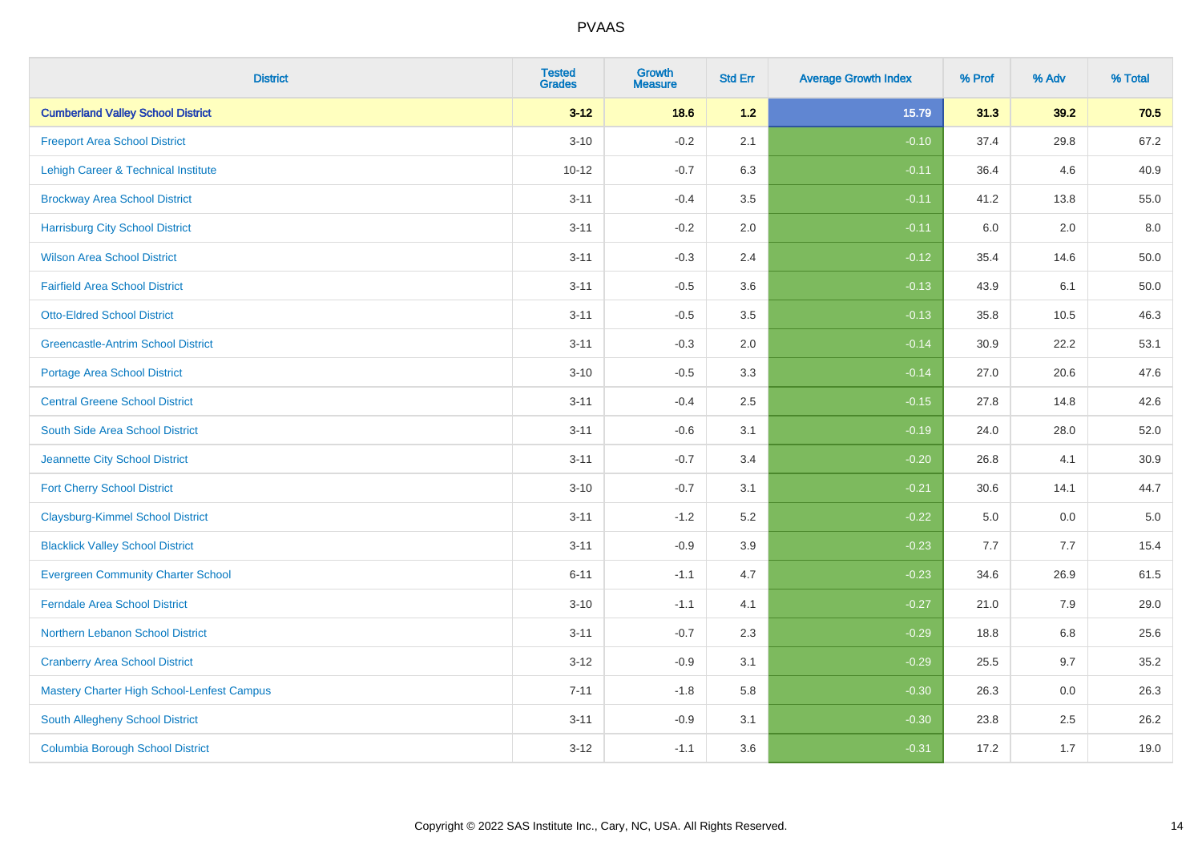| District | Tested Grades | Growth Measure | Std Err | Average Growth Index | % Prof | % Adv | % Total |
|---|---|---|---|---|---|---|---|
| **Cumberland Valley School District** | **3-12** | **18.6** | **1.2** | **15.79** | **31.3** | **39.2** | **70.5** |
| Freeport Area School District | 3-10 | -0.2 | 2.1 | -0.10 | 37.4 | 29.8 | 67.2 |
| Lehigh Career & Technical Institute | 10-12 | -0.7 | 6.3 | -0.11 | 36.4 | 4.6 | 40.9 |
| Brockway Area School District | 3-11 | -0.4 | 3.5 | -0.11 | 41.2 | 13.8 | 55.0 |
| Harrisburg City School District | 3-11 | -0.2 | 2.0 | -0.11 | 6.0 | 2.0 | 8.0 |
| Wilson Area School District | 3-11 | -0.3 | 2.4 | -0.12 | 35.4 | 14.6 | 50.0 |
| Fairfield Area School District | 3-11 | -0.5 | 3.6 | -0.13 | 43.9 | 6.1 | 50.0 |
| Otto-Eldred School District | 3-11 | -0.5 | 3.5 | -0.13 | 35.8 | 10.5 | 46.3 |
| Greencastle-Antrim School District | 3-11 | -0.3 | 2.0 | -0.14 | 30.9 | 22.2 | 53.1 |
| Portage Area School District | 3-10 | -0.5 | 3.3 | -0.14 | 27.0 | 20.6 | 47.6 |
| Central Greene School District | 3-11 | -0.4 | 2.5 | -0.15 | 27.8 | 14.8 | 42.6 |
| South Side Area School District | 3-11 | -0.6 | 3.1 | -0.19 | 24.0 | 28.0 | 52.0 |
| Jeannette City School District | 3-11 | -0.7 | 3.4 | -0.20 | 26.8 | 4.1 | 30.9 |
| Fort Cherry School District | 3-10 | -0.7 | 3.1 | -0.21 | 30.6 | 14.1 | 44.7 |
| Claysburg-Kimmel School District | 3-11 | -1.2 | 5.2 | -0.22 | 5.0 | 0.0 | 5.0 |
| Blacklick Valley School District | 3-11 | -0.9 | 3.9 | -0.23 | 7.7 | 7.7 | 15.4 |
| Evergreen Community Charter School | 6-11 | -1.1 | 4.7 | -0.23 | 34.6 | 26.9 | 61.5 |
| Ferndale Area School District | 3-10 | -1.1 | 4.1 | -0.27 | 21.0 | 7.9 | 29.0 |
| Northern Lebanon School District | 3-11 | -0.7 | 2.3 | -0.29 | 18.8 | 6.8 | 25.6 |
| Cranberry Area School District | 3-12 | -0.9 | 3.1 | -0.29 | 25.5 | 9.7 | 35.2 |
| Mastery Charter High School-Lenfest Campus | 7-11 | -1.8 | 5.8 | -0.30 | 26.3 | 0.0 | 26.3 |
| South Allegheny School District | 3-11 | -0.9 | 3.1 | -0.30 | 23.8 | 2.5 | 26.2 |
| Columbia Borough School District | 3-12 | -1.1 | 3.6 | -0.31 | 17.2 | 1.7 | 19.0 |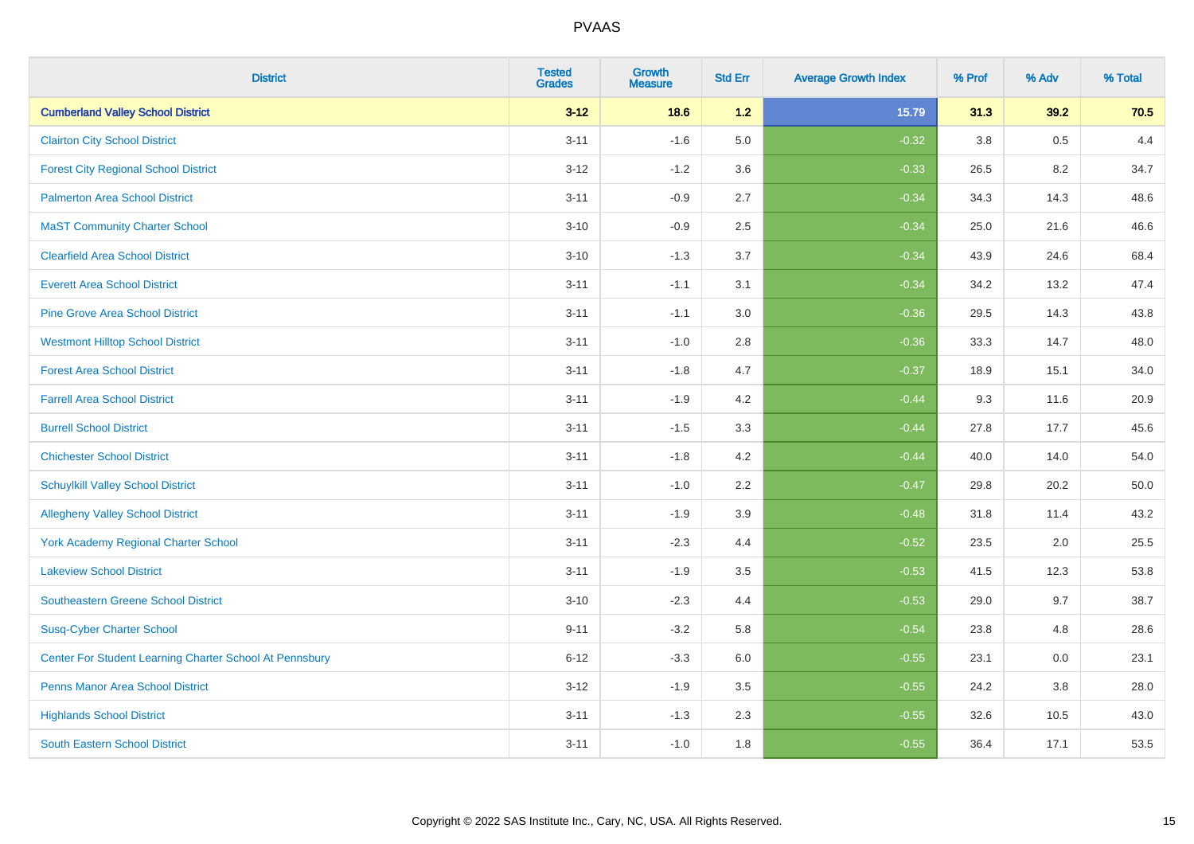| District | Tested Grades | Growth Measure | Std Err | Average Growth Index | % Prof | % Adv | % Total |
|---|---|---|---|---|---|---|---|
| **Cumberland Valley School District** | **3-12** | **18.6** | **1.2** | **15.79** | **31.3** | **39.2** | **70.5** |
| Clairton City School District | 3-11 | -1.6 | 5.0 | -0.32 | 3.8 | 0.5 | 4.4 |
| Forest City Regional School District | 3-12 | -1.2 | 3.6 | -0.33 | 26.5 | 8.2 | 34.7 |
| Palmerton Area School District | 3-11 | -0.9 | 2.7 | -0.34 | 34.3 | 14.3 | 48.6 |
| MaST Community Charter School | 3-10 | -0.9 | 2.5 | -0.34 | 25.0 | 21.6 | 46.6 |
| Clearfield Area School District | 3-10 | -1.3 | 3.7 | -0.34 | 43.9 | 24.6 | 68.4 |
| Everett Area School District | 3-11 | -1.1 | 3.1 | -0.34 | 34.2 | 13.2 | 47.4 |
| Pine Grove Area School District | 3-11 | -1.1 | 3.0 | -0.36 | 29.5 | 14.3 | 43.8 |
| Westmont Hilltop School District | 3-11 | -1.0 | 2.8 | -0.36 | 33.3 | 14.7 | 48.0 |
| Forest Area School District | 3-11 | -1.8 | 4.7 | -0.37 | 18.9 | 15.1 | 34.0 |
| Farrell Area School District | 3-11 | -1.9 | 4.2 | -0.44 | 9.3 | 11.6 | 20.9 |
| Burrell School District | 3-11 | -1.5 | 3.3 | -0.44 | 27.8 | 17.7 | 45.6 |
| Chichester School District | 3-11 | -1.8 | 4.2 | -0.44 | 40.0 | 14.0 | 54.0 |
| Schuylkill Valley School District | 3-11 | -1.0 | 2.2 | -0.47 | 29.8 | 20.2 | 50.0 |
| Allegheny Valley School District | 3-11 | -1.9 | 3.9 | -0.48 | 31.8 | 11.4 | 43.2 |
| York Academy Regional Charter School | 3-11 | -2.3 | 4.4 | -0.52 | 23.5 | 2.0 | 25.5 |
| Lakeview School District | 3-11 | -1.9 | 3.5 | -0.53 | 41.5 | 12.3 | 53.8 |
| Southeastern Greene School District | 3-10 | -2.3 | 4.4 | -0.53 | 29.0 | 9.7 | 38.7 |
| Susq-Cyber Charter School | 9-11 | -3.2 | 5.8 | -0.54 | 23.8 | 4.8 | 28.6 |
| Center For Student Learning Charter School At Pennsbury | 6-12 | -3.3 | 6.0 | -0.55 | 23.1 | 0.0 | 23.1 |
| Penns Manor Area School District | 3-12 | -1.9 | 3.5 | -0.55 | 24.2 | 3.8 | 28.0 |
| Highlands School District | 3-11 | -1.3 | 2.3 | -0.55 | 32.6 | 10.5 | 43.0 |
| South Eastern School District | 3-11 | -1.0 | 1.8 | -0.55 | 36.4 | 17.1 | 53.5 |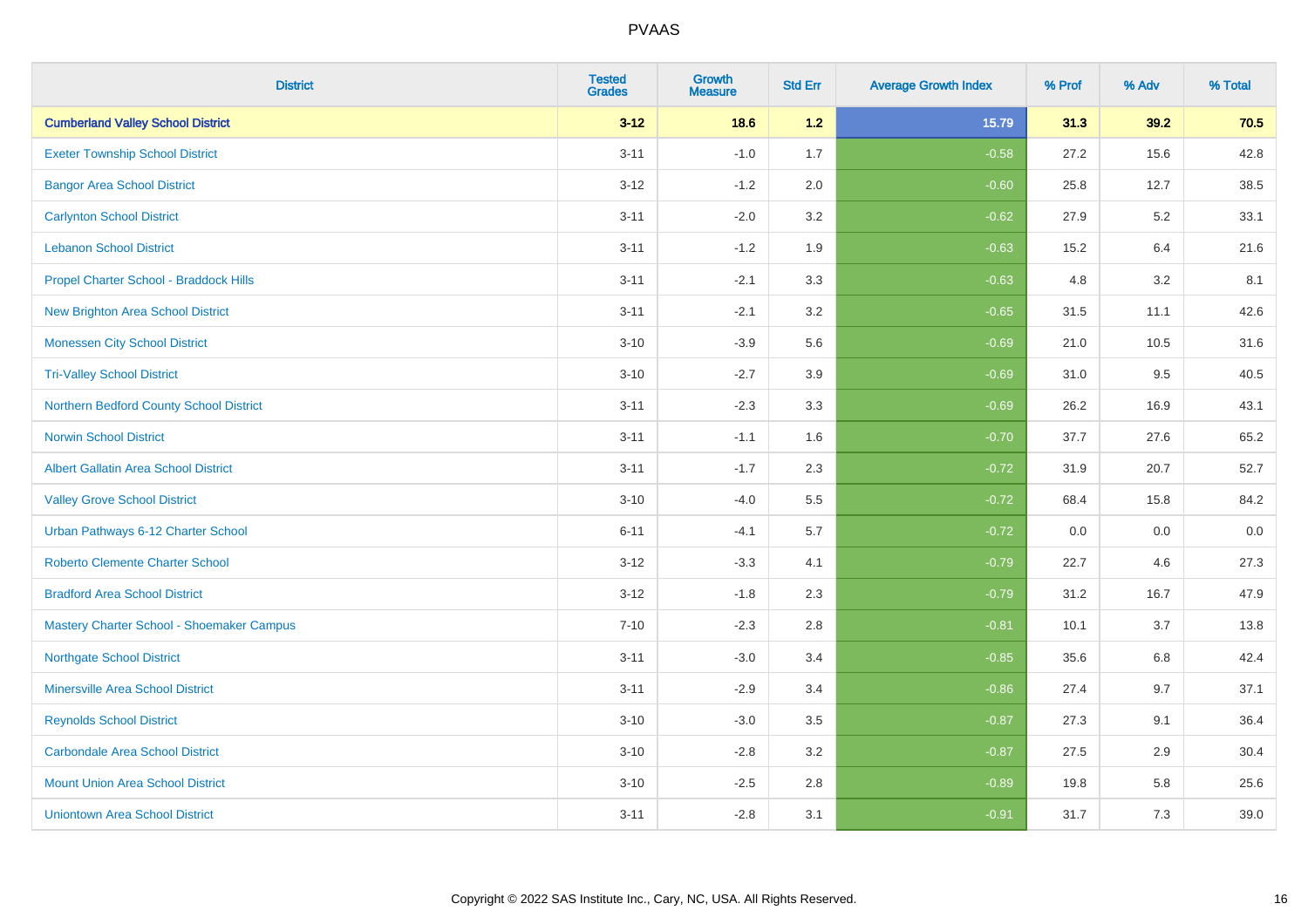# PVAAS

| District | Tested Grades | Growth Measure | Std Err | Average Growth Index | % Prof | % Adv | % Total |
|---|---|---|---|---|---|---|---|
| **Cumberland Valley School District** | **3-12** | **18.6** | **1.2** | **15.79** | **31.3** | **39.2** | **70.5** |
| Exeter Township School District | 3-11 | -1.0 | 1.7 | -0.58 | 27.2 | 15.6 | 42.8 |
| Bangor Area School District | 3-12 | -1.2 | 2.0 | -0.60 | 25.8 | 12.7 | 38.5 |
| Carlynton School District | 3-11 | -2.0 | 3.2 | -0.62 | 27.9 | 5.2 | 33.1 |
| Lebanon School District | 3-11 | -1.2 | 1.9 | -0.63 | 15.2 | 6.4 | 21.6 |
| Propel Charter School - Braddock Hills | 3-11 | -2.1 | 3.3 | -0.63 | 4.8 | 3.2 | 8.1 |
| New Brighton Area School District | 3-11 | -2.1 | 3.2 | -0.65 | 31.5 | 11.1 | 42.6 |
| Monessen City School District | 3-10 | -3.9 | 5.6 | -0.69 | 21.0 | 10.5 | 31.6 |
| Tri-Valley School District | 3-10 | -2.7 | 3.9 | -0.69 | 31.0 | 9.5 | 40.5 |
| Northern Bedford County School District | 3-11 | -2.3 | 3.3 | -0.69 | 26.2 | 16.9 | 43.1 |
| Norwin School District | 3-11 | -1.1 | 1.6 | -0.70 | 37.7 | 27.6 | 65.2 |
| Albert Gallatin Area School District | 3-11 | -1.7 | 2.3 | -0.72 | 31.9 | 20.7 | 52.7 |
| Valley Grove School District | 3-10 | -4.0 | 5.5 | -0.72 | 68.4 | 15.8 | 84.2 |
| Urban Pathways 6-12 Charter School | 6-11 | -4.1 | 5.7 | -0.72 | 0.0 | 0.0 | 0.0 |
| Roberto Clemente Charter School | 3-12 | -3.3 | 4.1 | -0.79 | 22.7 | 4.6 | 27.3 |
| Bradford Area School District | 3-12 | -1.8 | 2.3 | -0.79 | 31.2 | 16.7 | 47.9 |
| Mastery Charter School - Shoemaker Campus | 7-10 | -2.3 | 2.8 | -0.81 | 10.1 | 3.7 | 13.8 |
| Northgate School District | 3-11 | -3.0 | 3.4 | -0.85 | 35.6 | 6.8 | 42.4 |
| Minersville Area School District | 3-11 | -2.9 | 3.4 | -0.86 | 27.4 | 9.7 | 37.1 |
| Reynolds School District | 3-10 | -3.0 | 3.5 | -0.87 | 27.3 | 9.1 | 36.4 |
| Carbondale Area School District | 3-10 | -2.8 | 3.2 | -0.87 | 27.5 | 2.9 | 30.4 |
| Mount Union Area School District | 3-10 | -2.5 | 2.8 | -0.89 | 19.8 | 5.8 | 25.6 |
| Uniontown Area School District | 3-11 | -2.8 | 3.1 | -0.91 | 31.7 | 7.3 | 39.0 |

Copyright © 2022 SAS Institute Inc., Cary, NC, USA. All Rights Reserved.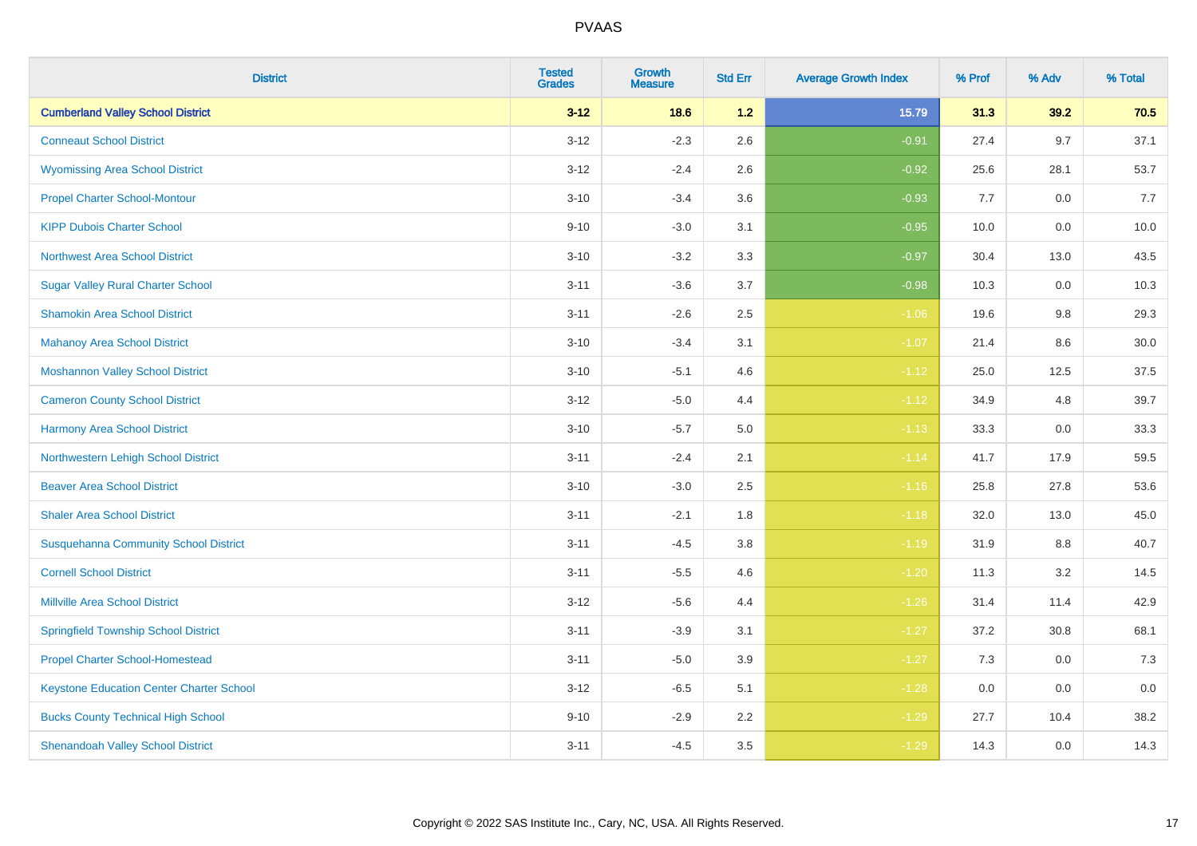| District | Tested Grades | Growth Measure | Std Err | Average Growth Index | % Prof | % Adv | % Total |
|---|---|---|---|---|---|---|---|
| **Cumberland Valley School District** | **3-12** | **18.6** | **1.2** | **15.79** | **31.3** | **39.2** | **70.5** |
| Conneaut School District | 3-12 | -2.3 | 2.6 | -0.91 | 27.4 | 9.7 | 37.1 |
| Wyomissing Area School District | 3-12 | -2.4 | 2.6 | -0.92 | 25.6 | 28.1 | 53.7 |
| Propel Charter School-Montour | 3-10 | -3.4 | 3.6 | -0.93 | 7.7 | 0.0 | 7.7 |
| KIPP Dubois Charter School | 9-10 | -3.0 | 3.1 | -0.95 | 10.0 | 0.0 | 10.0 |
| Northwest Area School District | 3-10 | -3.2 | 3.3 | -0.97 | 30.4 | 13.0 | 43.5 |
| Sugar Valley Rural Charter School | 3-11 | -3.6 | 3.7 | -0.98 | 10.3 | 0.0 | 10.3 |
| Shamokin Area School District | 3-11 | -2.6 | 2.5 | -1.06 | 19.6 | 9.8 | 29.3 |
| Mahanoy Area School District | 3-10 | -3.4 | 3.1 | -1.07 | 21.4 | 8.6 | 30.0 |
| Moshannon Valley School District | 3-10 | -5.1 | 4.6 | -1.12 | 25.0 | 12.5 | 37.5 |
| Cameron County School District | 3-12 | -5.0 | 4.4 | -1.12 | 34.9 | 4.8 | 39.7 |
| Harmony Area School District | 3-10 | -5.7 | 5.0 | -1.13 | 33.3 | 0.0 | 33.3 |
| Northwestern Lehigh School District | 3-11 | -2.4 | 2.1 | -1.14 | 41.7 | 17.9 | 59.5 |
| Beaver Area School District | 3-10 | -3.0 | 2.5 | -1.16 | 25.8 | 27.8 | 53.6 |
| Shaler Area School District | 3-11 | -2.1 | 1.8 | -1.18 | 32.0 | 13.0 | 45.0 |
| Susquehanna Community School District | 3-11 | -4.5 | 3.8 | -1.19 | 31.9 | 8.8 | 40.7 |
| Cornell School District | 3-11 | -5.5 | 4.6 | -1.20 | 11.3 | 3.2 | 14.5 |
| Millville Area School District | 3-12 | -5.6 | 4.4 | -1.26 | 31.4 | 11.4 | 42.9 |
| Springfield Township School District | 3-11 | -3.9 | 3.1 | -1.27 | 37.2 | 30.8 | 68.1 |
| Propel Charter School-Homestead | 3-11 | -5.0 | 3.9 | -1.27 | 7.3 | 0.0 | 7.3 |
| Keystone Education Center Charter School | 3-12 | -6.5 | 5.1 | -1.28 | 0.0 | 0.0 | 0.0 |
| Bucks County Technical High School | 9-10 | -2.9 | 2.2 | -1.29 | 27.7 | 10.4 | 38.2 |
| Shenandoah Valley School District | 3-11 | -4.5 | 3.5 | -1.29 | 14.3 | 0.0 | 14.3 |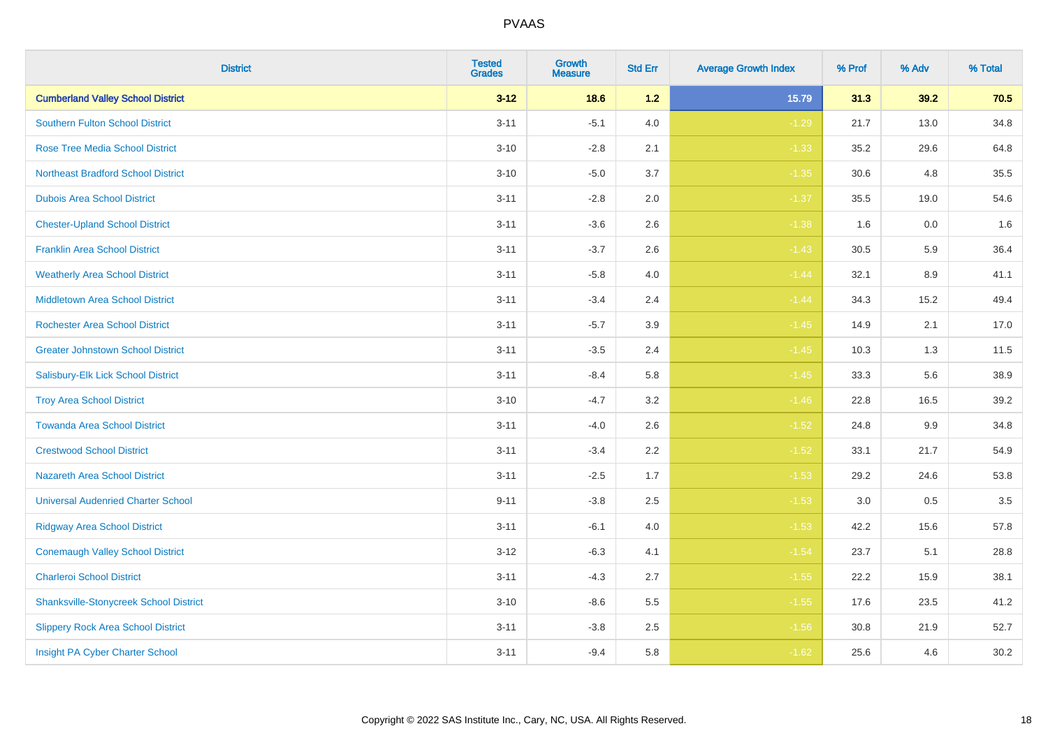PVAAS

| District | Tested Grades | Growth Measure | Std Err | Average Growth Index | % Prof | % Adv | % Total |
|---|---|---|---|---|---|---|---|
| **Cumberland Valley School District** | **3-12** | **18.6** | **1.2** | **15.79** | **31.3** | **39.2** | **70.5** |
| Southern Fulton School District | 3-11 | -5.1 | 4.0 | -1.29 | 21.7 | 13.0 | 34.8 |
| Rose Tree Media School District | 3-10 | -2.8 | 2.1 | -1.33 | 35.2 | 29.6 | 64.8 |
| Northeast Bradford School District | 3-10 | -5.0 | 3.7 | -1.35 | 30.6 | 4.8 | 35.5 |
| Dubois Area School District | 3-11 | -2.8 | 2.0 | -1.37 | 35.5 | 19.0 | 54.6 |
| Chester-Upland School District | 3-11 | -3.6 | 2.6 | -1.38 | 1.6 | 0.0 | 1.6 |
| Franklin Area School District | 3-11 | -3.7 | 2.6 | -1.43 | 30.5 | 5.9 | 36.4 |
| Weatherly Area School District | 3-11 | -5.8 | 4.0 | -1.44 | 32.1 | 8.9 | 41.1 |
| Middletown Area School District | 3-11 | -3.4 | 2.4 | -1.44 | 34.3 | 15.2 | 49.4 |
| Rochester Area School District | 3-11 | -5.7 | 3.9 | -1.45 | 14.9 | 2.1 | 17.0 |
| Greater Johnstown School District | 3-11 | -3.5 | 2.4 | -1.45 | 10.3 | 1.3 | 11.5 |
| Salisbury-Elk Lick School District | 3-11 | -8.4 | 5.8 | -1.45 | 33.3 | 5.6 | 38.9 |
| Troy Area School District | 3-10 | -4.7 | 3.2 | -1.46 | 22.8 | 16.5 | 39.2 |
| Towanda Area School District | 3-11 | -4.0 | 2.6 | -1.52 | 24.8 | 9.9 | 34.8 |
| Crestwood School District | 3-11 | -3.4 | 2.2 | -1.52 | 33.1 | 21.7 | 54.9 |
| Nazareth Area School District | 3-11 | -2.5 | 1.7 | -1.53 | 29.2 | 24.6 | 53.8 |
| Universal Audenried Charter School | 9-11 | -3.8 | 2.5 | -1.53 | 3.0 | 0.5 | 3.5 |
| Ridgway Area School District | 3-11 | -6.1 | 4.0 | -1.53 | 42.2 | 15.6 | 57.8 |
| Conemaugh Valley School District | 3-12 | -6.3 | 4.1 | -1.54 | 23.7 | 5.1 | 28.8 |
| Charleroi School District | 3-11 | -4.3 | 2.7 | -1.55 | 22.2 | 15.9 | 38.1 |
| Shanksville-Stonycreek School District | 3-10 | -8.6 | 5.5 | -1.55 | 17.6 | 23.5 | 41.2 |
| Slippery Rock Area School District | 3-11 | -3.8 | 2.5 | -1.56 | 30.8 | 21.9 | 52.7 |
| Insight PA Cyber Charter School | 3-11 | -9.4 | 5.8 | -1.62 | 25.6 | 4.6 | 30.2 |

Copyright © 2022 SAS Institute Inc., Cary, NC, USA. All Rights Reserved.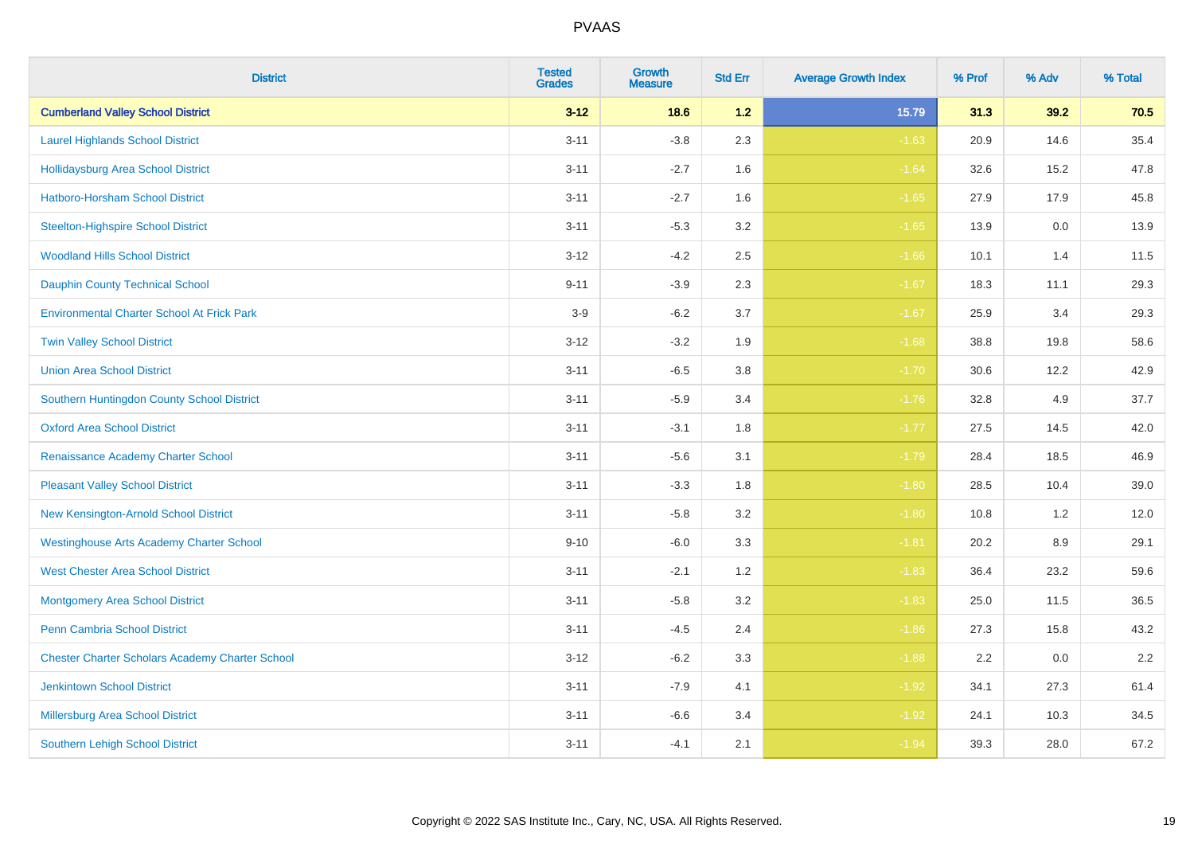| District | Tested Grades | Growth Measure | Std Err | Average Growth Index | % Prof | % Adv | % Total |
|---|---|---|---|---|---|---|---|
| **Cumberland Valley School District** | **3-12** | **18.6** | **1.2** | **15.79** | **31.3** | **39.2** | **70.5** |
| Laurel Highlands School District | 3-11 | -3.8 | 2.3 | -1.63 | 20.9 | 14.6 | 35.4 |
| Hollidaysburg Area School District | 3-11 | -2.7 | 1.6 | -1.64 | 32.6 | 15.2 | 47.8 |
| Hatboro-Horsham School District | 3-11 | -2.7 | 1.6 | -1.65 | 27.9 | 17.9 | 45.8 |
| Steelton-Highspire School District | 3-11 | -5.3 | 3.2 | -1.65 | 13.9 | 0.0 | 13.9 |
| Woodland Hills School District | 3-12 | -4.2 | 2.5 | -1.66 | 10.1 | 1.4 | 11.5 |
| Dauphin County Technical School | 9-11 | -3.9 | 2.3 | -1.67 | 18.3 | 11.1 | 29.3 |
| Environmental Charter School At Frick Park | 3-9 | -6.2 | 3.7 | -1.67 | 25.9 | 3.4 | 29.3 |
| Twin Valley School District | 3-12 | -3.2 | 1.9 | -1.68 | 38.8 | 19.8 | 58.6 |
| Union Area School District | 3-11 | -6.5 | 3.8 | -1.70 | 30.6 | 12.2 | 42.9 |
| Southern Huntingdon County School District | 3-11 | -5.9 | 3.4 | -1.76 | 32.8 | 4.9 | 37.7 |
| Oxford Area School District | 3-11 | -3.1 | 1.8 | -1.77 | 27.5 | 14.5 | 42.0 |
| Renaissance Academy Charter School | 3-11 | -5.6 | 3.1 | -1.79 | 28.4 | 18.5 | 46.9 |
| Pleasant Valley School District | 3-11 | -3.3 | 1.8 | -1.80 | 28.5 | 10.4 | 39.0 |
| New Kensington-Arnold School District | 3-11 | -5.8 | 3.2 | -1.80 | 10.8 | 1.2 | 12.0 |
| Westinghouse Arts Academy Charter School | 9-10 | -6.0 | 3.3 | -1.81 | 20.2 | 8.9 | 29.1 |
| West Chester Area School District | 3-11 | -2.1 | 1.2 | -1.83 | 36.4 | 23.2 | 59.6 |
| Montgomery Area School District | 3-11 | -5.8 | 3.2 | -1.83 | 25.0 | 11.5 | 36.5 |
| Penn Cambria School District | 3-11 | -4.5 | 2.4 | -1.86 | 27.3 | 15.8 | 43.2 |
| Chester Charter Scholars Academy Charter School | 3-12 | -6.2 | 3.3 | -1.88 | 2.2 | 0.0 | 2.2 |
| Jenkintown School District | 3-11 | -7.9 | 4.1 | -1.92 | 34.1 | 27.3 | 61.4 |
| Millersburg Area School District | 3-11 | -6.6 | 3.4 | -1.92 | 24.1 | 10.3 | 34.5 |
| Southern Lehigh School District | 3-11 | -4.1 | 2.1 | -1.94 | 39.3 | 28.0 | 67.2 |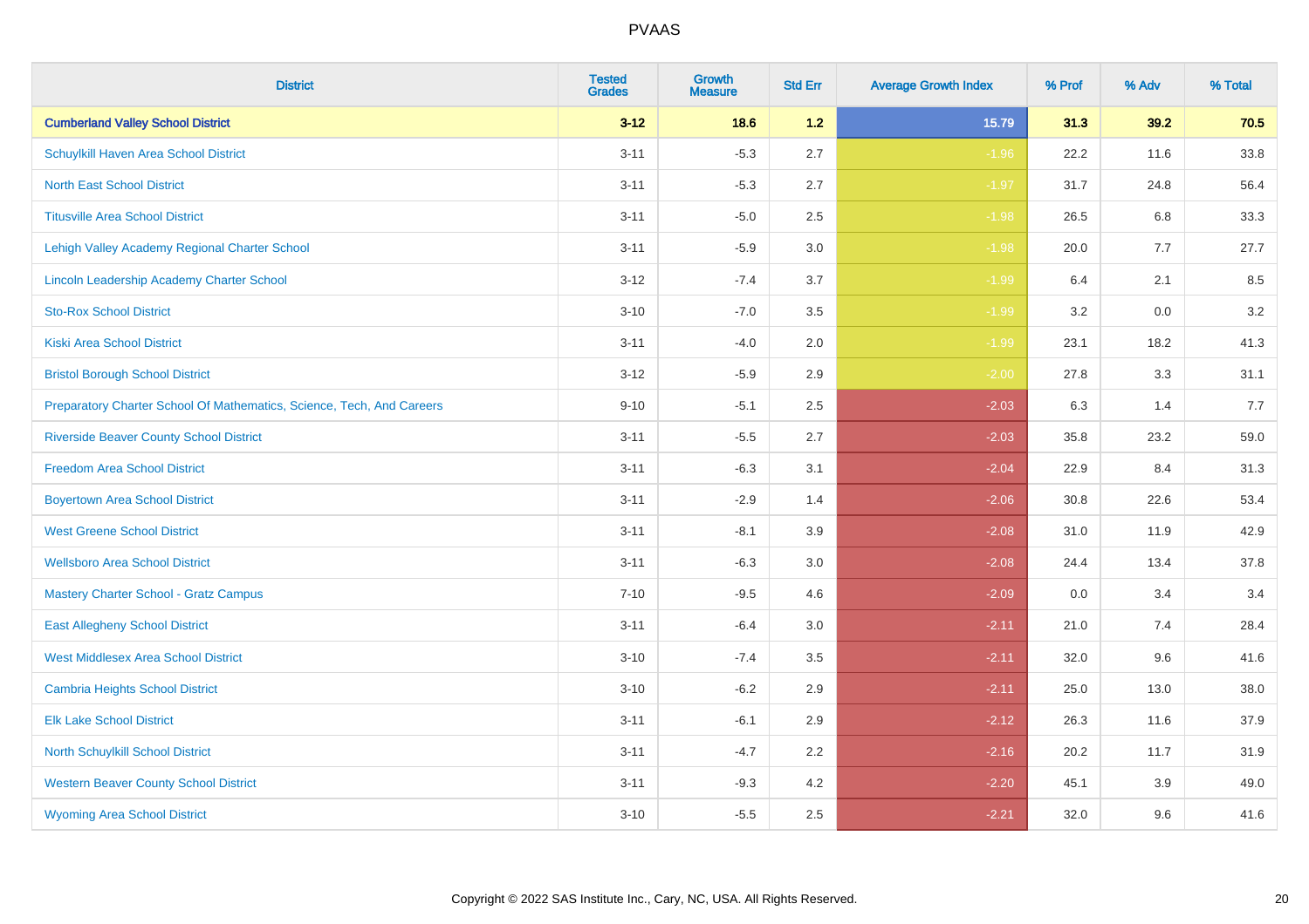# PVAAS

| District | Tested Grades | Growth Measure | Std Err | Average Growth Index | % Prof | % Adv | % Total |
|---|---|---|---|---|---|---|---|
| **Cumberland Valley School District** | **3-12** | **18.6** | **1.2** | **15.79** | **31.3** | **39.2** | **70.5** |
| Schuylkill Haven Area School District | 3-11 | -5.3 | 2.7 | -1.96 | 22.2 | 11.6 | 33.8 |
| North East School District | 3-11 | -5.3 | 2.7 | -1.97 | 31.7 | 24.8 | 56.4 |
| Titusville Area School District | 3-11 | -5.0 | 2.5 | -1.98 | 26.5 | 6.8 | 33.3 |
| Lehigh Valley Academy Regional Charter School | 3-11 | -5.9 | 3.0 | -1.98 | 20.0 | 7.7 | 27.7 |
| Lincoln Leadership Academy Charter School | 3-12 | -7.4 | 3.7 | -1.99 | 6.4 | 2.1 | 8.5 |
| Sto-Rox School District | 3-10 | -7.0 | 3.5 | -1.99 | 3.2 | 0.0 | 3.2 |
| Kiski Area School District | 3-11 | -4.0 | 2.0 | -1.99 | 23.1 | 18.2 | 41.3 |
| Bristol Borough School District | 3-12 | -5.9 | 2.9 | -2.00 | 27.8 | 3.3 | 31.1 |
| Preparatory Charter School Of Mathematics, Science, Tech, And Careers | 9-10 | -5.1 | 2.5 | -2.03 | 6.3 | 1.4 | 7.7 |
| Riverside Beaver County School District | 3-11 | -5.5 | 2.7 | -2.03 | 35.8 | 23.2 | 59.0 |
| Freedom Area School District | 3-11 | -6.3 | 3.1 | -2.04 | 22.9 | 8.4 | 31.3 |
| Boyertown Area School District | 3-11 | -2.9 | 1.4 | -2.06 | 30.8 | 22.6 | 53.4 |
| West Greene School District | 3-11 | -8.1 | 3.9 | -2.08 | 31.0 | 11.9 | 42.9 |
| Wellsboro Area School District | 3-11 | -6.3 | 3.0 | -2.08 | 24.4 | 13.4 | 37.8 |
| Mastery Charter School - Gratz Campus | 7-10 | -9.5 | 4.6 | -2.09 | 0.0 | 3.4 | 3.4 |
| East Allegheny School District | 3-11 | -6.4 | 3.0 | -2.11 | 21.0 | 7.4 | 28.4 |
| West Middlesex Area School District | 3-10 | -7.4 | 3.5 | -2.11 | 32.0 | 9.6 | 41.6 |
| Cambria Heights School District | 3-10 | -6.2 | 2.9 | -2.11 | 25.0 | 13.0 | 38.0 |
| Elk Lake School District | 3-11 | -6.1 | 2.9 | -2.12 | 26.3 | 11.6 | 37.9 |
| North Schuylkill School District | 3-11 | -4.7 | 2.2 | -2.16 | 20.2 | 11.7 | 31.9 |
| Western Beaver County School District | 3-11 | -9.3 | 4.2 | -2.20 | 45.1 | 3.9 | 49.0 |
| Wyoming Area School District | 3-10 | -5.5 | 2.5 | -2.21 | 32.0 | 9.6 | 41.6 |

Copyright © 2022 SAS Institute Inc., Cary, NC, USA. All Rights Reserved.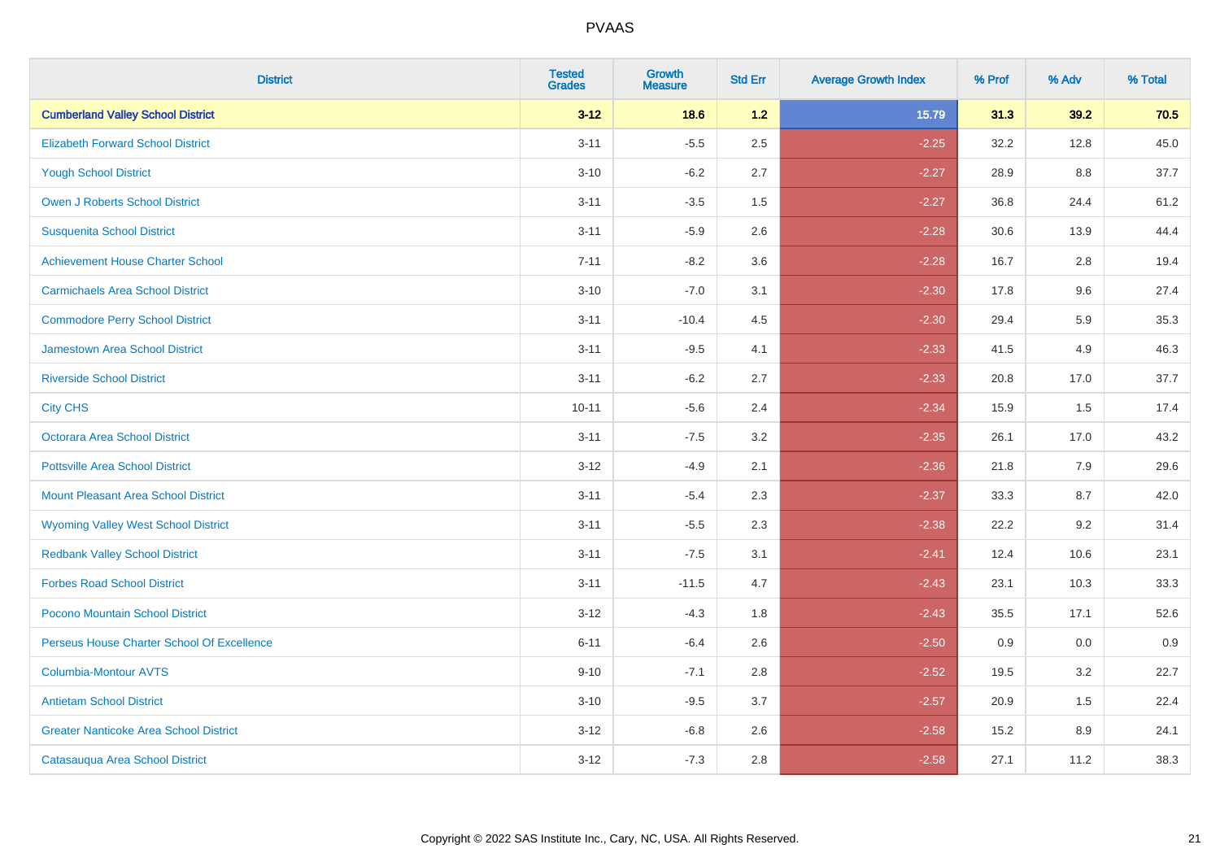| District | Tested Grades | Growth Measure | Std Err | Average Growth Index | % Prof | % Adv | % Total |
|---|---|---|---|---|---|---|---|
| **Cumberland Valley School District** | **3-12** | **18.6** | **1.2** | **15.79** | **31.3** | **39.2** | **70.5** |
| Elizabeth Forward School District | 3-11 | -5.5 | 2.5 | -2.25 | 32.2 | 12.8 | 45.0 |
| Yough School District | 3-10 | -6.2 | 2.7 | -2.27 | 28.9 | 8.8 | 37.7 |
| Owen J Roberts School District | 3-11 | -3.5 | 1.5 | -2.27 | 36.8 | 24.4 | 61.2 |
| Susquenita School District | 3-11 | -5.9 | 2.6 | -2.28 | 30.6 | 13.9 | 44.4 |
| Achievement House Charter School | 7-11 | -8.2 | 3.6 | -2.28 | 16.7 | 2.8 | 19.4 |
| Carmichaels Area School District | 3-10 | -7.0 | 3.1 | -2.30 | 17.8 | 9.6 | 27.4 |
| Commodore Perry School District | 3-11 | -10.4 | 4.5 | -2.30 | 29.4 | 5.9 | 35.3 |
| Jamestown Area School District | 3-11 | -9.5 | 4.1 | -2.33 | 41.5 | 4.9 | 46.3 |
| Riverside School District | 3-11 | -6.2 | 2.7 | -2.33 | 20.8 | 17.0 | 37.7 |
| City CHS | 10-11 | -5.6 | 2.4 | -2.34 | 15.9 | 1.5 | 17.4 |
| Octorara Area School District | 3-11 | -7.5 | 3.2 | -2.35 | 26.1 | 17.0 | 43.2 |
| Pottsville Area School District | 3-12 | -4.9 | 2.1 | -2.36 | 21.8 | 7.9 | 29.6 |
| Mount Pleasant Area School District | 3-11 | -5.4 | 2.3 | -2.37 | 33.3 | 8.7 | 42.0 |
| Wyoming Valley West School District | 3-11 | -5.5 | 2.3 | -2.38 | 22.2 | 9.2 | 31.4 |
| Redbank Valley School District | 3-11 | -7.5 | 3.1 | -2.41 | 12.4 | 10.6 | 23.1 |
| Forbes Road School District | 3-11 | -11.5 | 4.7 | -2.43 | 23.1 | 10.3 | 33.3 |
| Pocono Mountain School District | 3-12 | -4.3 | 1.8 | -2.43 | 35.5 | 17.1 | 52.6 |
| Perseus House Charter School Of Excellence | 6-11 | -6.4 | 2.6 | -2.50 | 0.9 | 0.0 | 0.9 |
| Columbia-Montour AVTS | 9-10 | -7.1 | 2.8 | -2.52 | 19.5 | 3.2 | 22.7 |
| Antietam School District | 3-10 | -9.5 | 3.7 | -2.57 | 20.9 | 1.5 | 22.4 |
| Greater Nanticoke Area School District | 3-12 | -6.8 | 2.6 | -2.58 | 15.2 | 8.9 | 24.1 |
| Catasauqua Area School District | 3-12 | -7.3 | 2.8 | -2.58 | 27.1 | 11.2 | 38.3 |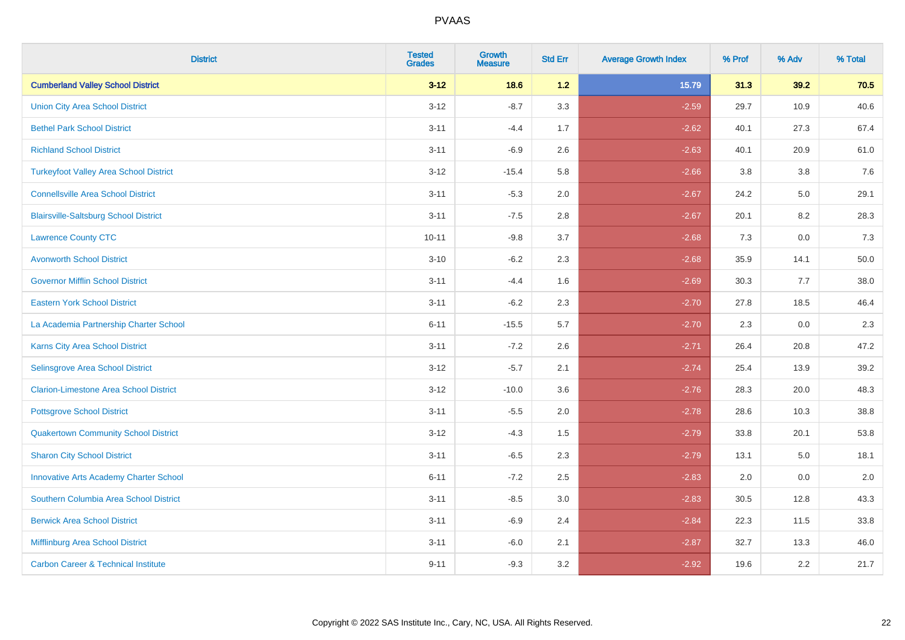# PVAAS

| District | Tested Grades | Growth Measure | Std Err | Average Growth Index | % Prof | % Adv | % Total |
|---|---|---|---|---|---|---|---|
| **Cumberland Valley School District** | **3-12** | **18.6** | **1.2** | **15.79** | **31.3** | **39.2** | **70.5** |
| Union City Area School District | 3-12 | -8.7 | 3.3 | -2.59 | 29.7 | 10.9 | 40.6 |
| Bethel Park School District | 3-11 | -4.4 | 1.7 | -2.62 | 40.1 | 27.3 | 67.4 |
| Richland School District | 3-11 | -6.9 | 2.6 | -2.63 | 40.1 | 20.9 | 61.0 |
| Turkeyfoot Valley Area School District | 3-12 | -15.4 | 5.8 | -2.66 | 3.8 | 3.8 | 7.6 |
| Connellsville Area School District | 3-11 | -5.3 | 2.0 | -2.67 | 24.2 | 5.0 | 29.1 |
| Blairsville-Saltsburg School District | 3-11 | -7.5 | 2.8 | -2.67 | 20.1 | 8.2 | 28.3 |
| Lawrence County CTC | 10-11 | -9.8 | 3.7 | -2.68 | 7.3 | 0.0 | 7.3 |
| Avonworth School District | 3-10 | -6.2 | 2.3 | -2.68 | 35.9 | 14.1 | 50.0 |
| Governor Mifflin School District | 3-11 | -4.4 | 1.6 | -2.69 | 30.3 | 7.7 | 38.0 |
| Eastern York School District | 3-11 | -6.2 | 2.3 | -2.70 | 27.8 | 18.5 | 46.4 |
| La Academia Partnership Charter School | 6-11 | -15.5 | 5.7 | -2.70 | 2.3 | 0.0 | 2.3 |
| Karns City Area School District | 3-11 | -7.2 | 2.6 | -2.71 | 26.4 | 20.8 | 47.2 |
| Selinsgrove Area School District | 3-12 | -5.7 | 2.1 | -2.74 | 25.4 | 13.9 | 39.2 |
| Clarion-Limestone Area School District | 3-12 | -10.0 | 3.6 | -2.76 | 28.3 | 20.0 | 48.3 |
| Pottsgrove School District | 3-11 | -5.5 | 2.0 | -2.78 | 28.6 | 10.3 | 38.8 |
| Quakertown Community School District | 3-12 | -4.3 | 1.5 | -2.79 | 33.8 | 20.1 | 53.8 |
| Sharon City School District | 3-11 | -6.5 | 2.3 | -2.79 | 13.1 | 5.0 | 18.1 |
| Innovative Arts Academy Charter School | 6-11 | -7.2 | 2.5 | -2.83 | 2.0 | 0.0 | 2.0 |
| Southern Columbia Area School District | 3-11 | -8.5 | 3.0 | -2.83 | 30.5 | 12.8 | 43.3 |
| Berwick Area School District | 3-11 | -6.9 | 2.4 | -2.84 | 22.3 | 11.5 | 33.8 |
| Mifflinburg Area School District | 3-11 | -6.0 | 2.1 | -2.87 | 32.7 | 13.3 | 46.0 |
| Carbon Career & Technical Institute | 9-11 | -9.3 | 3.2 | -2.92 | 19.6 | 2.2 | 21.7 |

Copyright © 2022 SAS Institute Inc., Cary, NC, USA. All Rights Reserved.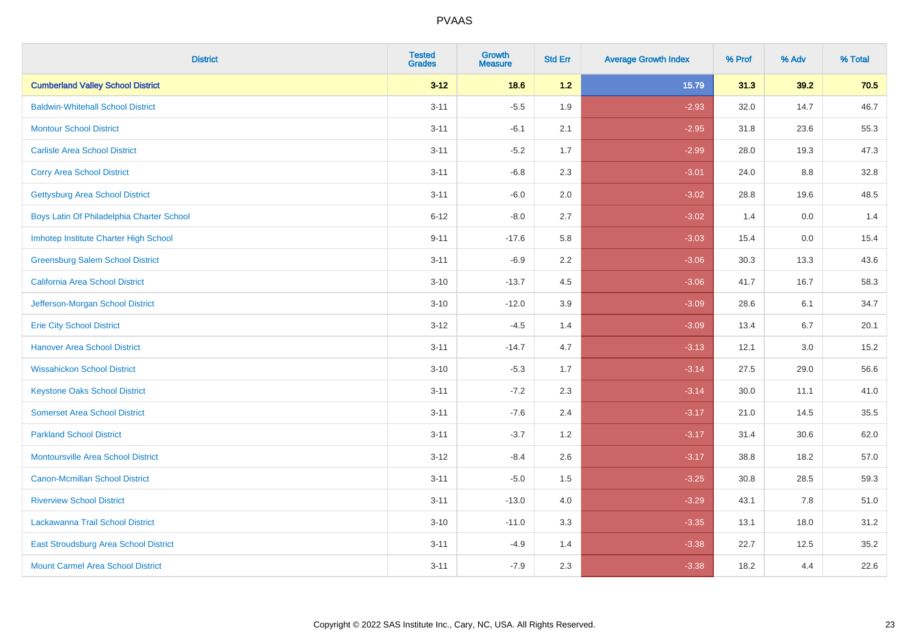# PVAAS

| District | Tested Grades | Growth Measure | Std Err | Average Growth Index | % Prof | % Adv | % Total |
|---|---|---|---|---|---|---|---|
| **Cumberland Valley School District** | **3-12** | **18.6** | **1.2** | **15.79** | **31.3** | **39.2** | **70.5** |
| Baldwin-Whitehall School District | 3-11 | -5.5 | 1.9 | -2.93 | 32.0 | 14.7 | 46.7 |
| Montour School District | 3-11 | -6.1 | 2.1 | -2.95 | 31.8 | 23.6 | 55.3 |
| Carlisle Area School District | 3-11 | -5.2 | 1.7 | -2.99 | 28.0 | 19.3 | 47.3 |
| Corry Area School District | 3-11 | -6.8 | 2.3 | -3.01 | 24.0 | 8.8 | 32.8 |
| Gettysburg Area School District | 3-11 | -6.0 | 2.0 | -3.02 | 28.8 | 19.6 | 48.5 |
| Boys Latin Of Philadelphia Charter School | 6-12 | -8.0 | 2.7 | -3.02 | 1.4 | 0.0 | 1.4 |
| Imhotep Institute Charter High School | 9-11 | -17.6 | 5.8 | -3.03 | 15.4 | 0.0 | 15.4 |
| Greensburg Salem School District | 3-11 | -6.9 | 2.2 | -3.06 | 30.3 | 13.3 | 43.6 |
| California Area School District | 3-10 | -13.7 | 4.5 | -3.06 | 41.7 | 16.7 | 58.3 |
| Jefferson-Morgan School District | 3-10 | -12.0 | 3.9 | -3.09 | 28.6 | 6.1 | 34.7 |
| Erie City School District | 3-12 | -4.5 | 1.4 | -3.09 | 13.4 | 6.7 | 20.1 |
| Hanover Area School District | 3-11 | -14.7 | 4.7 | -3.13 | 12.1 | 3.0 | 15.2 |
| Wissahickon School District | 3-10 | -5.3 | 1.7 | -3.14 | 27.5 | 29.0 | 56.6 |
| Keystone Oaks School District | 3-11 | -7.2 | 2.3 | -3.14 | 30.0 | 11.1 | 41.0 |
| Somerset Area School District | 3-11 | -7.6 | 2.4 | -3.17 | 21.0 | 14.5 | 35.5 |
| Parkland School District | 3-11 | -3.7 | 1.2 | -3.17 | 31.4 | 30.6 | 62.0 |
| Montoursville Area School District | 3-12 | -8.4 | 2.6 | -3.17 | 38.8 | 18.2 | 57.0 |
| Canon-Mcmillan School District | 3-11 | -5.0 | 1.5 | -3.25 | 30.8 | 28.5 | 59.3 |
| Riverview School District | 3-11 | -13.0 | 4.0 | -3.29 | 43.1 | 7.8 | 51.0 |
| Lackawanna Trail School District | 3-10 | -11.0 | 3.3 | -3.35 | 13.1 | 18.0 | 31.2 |
| East Stroudsburg Area School District | 3-11 | -4.9 | 1.4 | -3.38 | 22.7 | 12.5 | 35.2 |
| Mount Carmel Area School District | 3-11 | -7.9 | 2.3 | -3.38 | 18.2 | 4.4 | 22.6 |

Copyright © 2022 SAS Institute Inc., Cary, NC, USA. All Rights Reserved.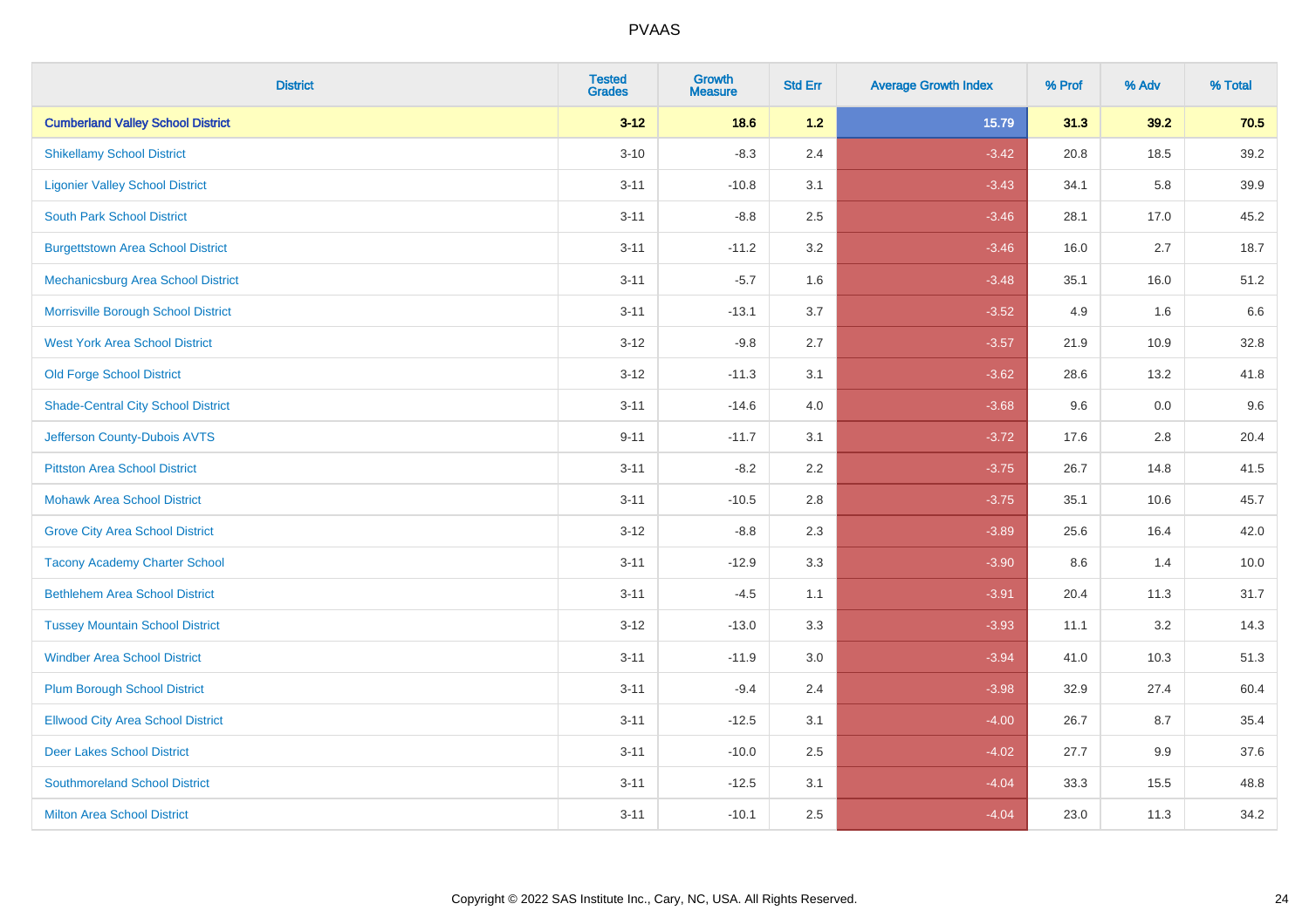# PVAAS

| District | Tested Grades | Growth Measure | Std Err | Average Growth Index | % Prof | % Adv | % Total |
|---|---|---|---|---|---|---|---|
| **Cumberland Valley School District** | **3-12** | **18.6** | **1.2** | **15.79** | **31.3** | **39.2** | **70.5** |
| Shikellamy School District | 3-10 | -8.3 | 2.4 | -3.42 | 20.8 | 18.5 | 39.2 |
| Ligonier Valley School District | 3-11 | -10.8 | 3.1 | -3.43 | 34.1 | 5.8 | 39.9 |
| South Park School District | 3-11 | -8.8 | 2.5 | -3.46 | 28.1 | 17.0 | 45.2 |
| Burgettstown Area School District | 3-11 | -11.2 | 3.2 | -3.46 | 16.0 | 2.7 | 18.7 |
| Mechanicsburg Area School District | 3-11 | -5.7 | 1.6 | -3.48 | 35.1 | 16.0 | 51.2 |
| Morrisville Borough School District | 3-11 | -13.1 | 3.7 | -3.52 | 4.9 | 1.6 | 6.6 |
| West York Area School District | 3-12 | -9.8 | 2.7 | -3.57 | 21.9 | 10.9 | 32.8 |
| Old Forge School District | 3-12 | -11.3 | 3.1 | -3.62 | 28.6 | 13.2 | 41.8 |
| Shade-Central City School District | 3-11 | -14.6 | 4.0 | -3.68 | 9.6 | 0.0 | 9.6 |
| Jefferson County-Dubois AVTS | 9-11 | -11.7 | 3.1 | -3.72 | 17.6 | 2.8 | 20.4 |
| Pittston Area School District | 3-11 | -8.2 | 2.2 | -3.75 | 26.7 | 14.8 | 41.5 |
| Mohawk Area School District | 3-11 | -10.5 | 2.8 | -3.75 | 35.1 | 10.6 | 45.7 |
| Grove City Area School District | 3-12 | -8.8 | 2.3 | -3.89 | 25.6 | 16.4 | 42.0 |
| Tacony Academy Charter School | 3-11 | -12.9 | 3.3 | -3.90 | 8.6 | 1.4 | 10.0 |
| Bethlehem Area School District | 3-11 | -4.5 | 1.1 | -3.91 | 20.4 | 11.3 | 31.7 |
| Tussey Mountain School District | 3-12 | -13.0 | 3.3 | -3.93 | 11.1 | 3.2 | 14.3 |
| Windber Area School District | 3-11 | -11.9 | 3.0 | -3.94 | 41.0 | 10.3 | 51.3 |
| Plum Borough School District | 3-11 | -9.4 | 2.4 | -3.98 | 32.9 | 27.4 | 60.4 |
| Ellwood City Area School District | 3-11 | -12.5 | 3.1 | -4.00 | 26.7 | 8.7 | 35.4 |
| Deer Lakes School District | 3-11 | -10.0 | 2.5 | -4.02 | 27.7 | 9.9 | 37.6 |
| Southmoreland School District | 3-11 | -12.5 | 3.1 | -4.04 | 33.3 | 15.5 | 48.8 |
| Milton Area School District | 3-11 | -10.1 | 2.5 | -4.04 | 23.0 | 11.3 | 34.2 |

Copyright © 2022 SAS Institute Inc., Cary, NC, USA. All Rights Reserved.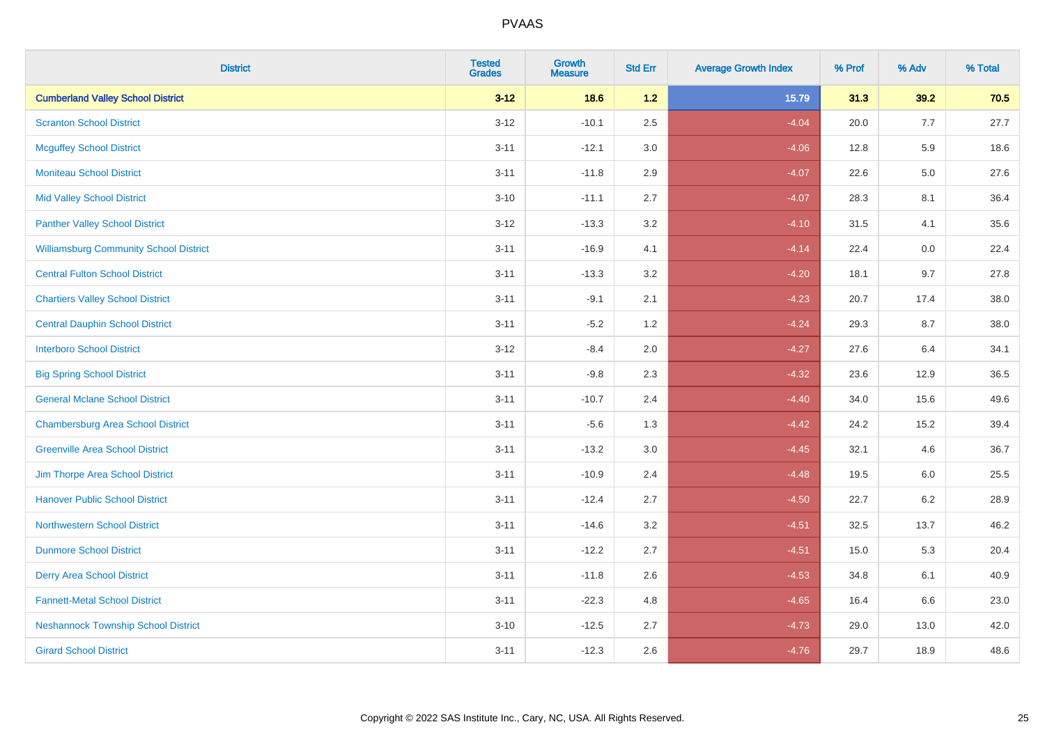PVAAS

| District | Tested Grades | Growth Measure | Std Err | Average Growth Index | % Prof | % Adv | % Total |
|---|---|---|---|---|---|---|---|
| **Cumberland Valley School District** | **3-12** | **18.6** | **1.2** | **15.79** | **31.3** | **39.2** | **70.5** |
| Scranton School District | 3-12 | -10.1 | 2.5 | -4.04 | 20.0 | 7.7 | 27.7 |
| Mcguffey School District | 3-11 | -12.1 | 3.0 | -4.06 | 12.8 | 5.9 | 18.6 |
| Moniteau School District | 3-11 | -11.8 | 2.9 | -4.07 | 22.6 | 5.0 | 27.6 |
| Mid Valley School District | 3-10 | -11.1 | 2.7 | -4.07 | 28.3 | 8.1 | 36.4 |
| Panther Valley School District | 3-12 | -13.3 | 3.2 | -4.10 | 31.5 | 4.1 | 35.6 |
| Williamsburg Community School District | 3-11 | -16.9 | 4.1 | -4.14 | 22.4 | 0.0 | 22.4 |
| Central Fulton School District | 3-11 | -13.3 | 3.2 | -4.20 | 18.1 | 9.7 | 27.8 |
| Chartiers Valley School District | 3-11 | -9.1 | 2.1 | -4.23 | 20.7 | 17.4 | 38.0 |
| Central Dauphin School District | 3-11 | -5.2 | 1.2 | -4.24 | 29.3 | 8.7 | 38.0 |
| Interboro School District | 3-12 | -8.4 | 2.0 | -4.27 | 27.6 | 6.4 | 34.1 |
| Big Spring School District | 3-11 | -9.8 | 2.3 | -4.32 | 23.6 | 12.9 | 36.5 |
| General Mclane School District | 3-11 | -10.7 | 2.4 | -4.40 | 34.0 | 15.6 | 49.6 |
| Chambersburg Area School District | 3-11 | -5.6 | 1.3 | -4.42 | 24.2 | 15.2 | 39.4 |
| Greenville Area School District | 3-11 | -13.2 | 3.0 | -4.45 | 32.1 | 4.6 | 36.7 |
| Jim Thorpe Area School District | 3-11 | -10.9 | 2.4 | -4.48 | 19.5 | 6.0 | 25.5 |
| Hanover Public School District | 3-11 | -12.4 | 2.7 | -4.50 | 22.7 | 6.2 | 28.9 |
| Northwestern School District | 3-11 | -14.6 | 3.2 | -4.51 | 32.5 | 13.7 | 46.2 |
| Dunmore School District | 3-11 | -12.2 | 2.7 | -4.51 | 15.0 | 5.3 | 20.4 |
| Derry Area School District | 3-11 | -11.8 | 2.6 | -4.53 | 34.8 | 6.1 | 40.9 |
| Fannett-Metal School District | 3-11 | -22.3 | 4.8 | -4.65 | 16.4 | 6.6 | 23.0 |
| Neshannock Township School District | 3-10 | -12.5 | 2.7 | -4.73 | 29.0 | 13.0 | 42.0 |
| Girard School District | 3-11 | -12.3 | 2.6 | -4.76 | 29.7 | 18.9 | 48.6 |

Copyright © 2022 SAS Institute Inc., Cary, NC, USA. All Rights Reserved.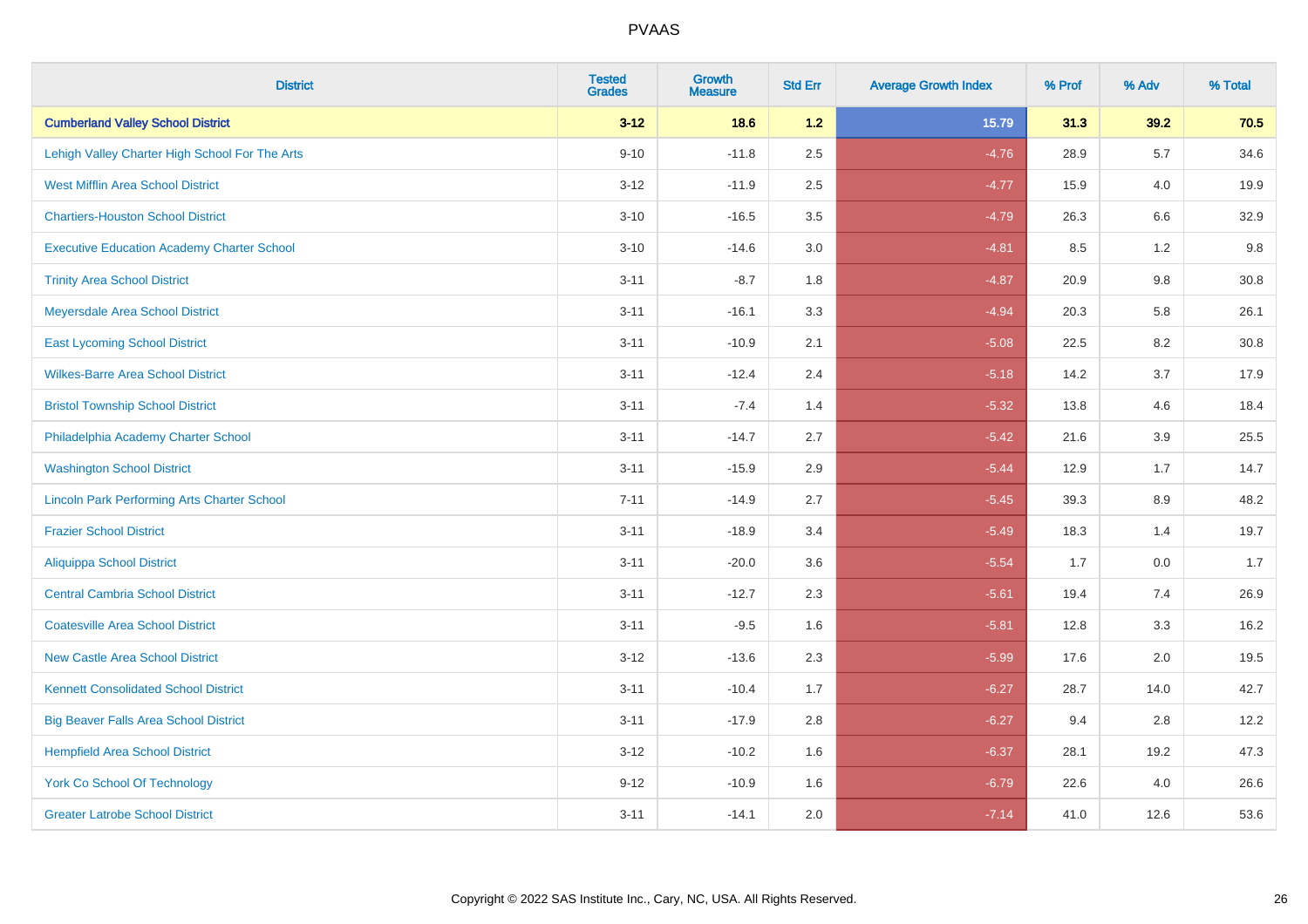| District | Tested Grades | Growth Measure | Std Err | Average Growth Index | % Prof | % Adv | % Total |
|---|---|---|---|---|---|---|---|
| **Cumberland Valley School District** | **3-12** | **18.6** | **1.2** | **15.79** | **31.3** | **39.2** | **70.5** |
| Lehigh Valley Charter High School For The Arts | 9-10 | -11.8 | 2.5 | -4.76 | 28.9 | 5.7 | 34.6 |
| West Mifflin Area School District | 3-12 | -11.9 | 2.5 | -4.77 | 15.9 | 4.0 | 19.9 |
| Chartiers-Houston School District | 3-10 | -16.5 | 3.5 | -4.79 | 26.3 | 6.6 | 32.9 |
| Executive Education Academy Charter School | 3-10 | -14.6 | 3.0 | -4.81 | 8.5 | 1.2 | 9.8 |
| Trinity Area School District | 3-11 | -8.7 | 1.8 | -4.87 | 20.9 | 9.8 | 30.8 |
| Meyersdale Area School District | 3-11 | -16.1 | 3.3 | -4.94 | 20.3 | 5.8 | 26.1 |
| East Lycoming School District | 3-11 | -10.9 | 2.1 | -5.08 | 22.5 | 8.2 | 30.8 |
| Wilkes-Barre Area School District | 3-11 | -12.4 | 2.4 | -5.18 | 14.2 | 3.7 | 17.9 |
| Bristol Township School District | 3-11 | -7.4 | 1.4 | -5.32 | 13.8 | 4.6 | 18.4 |
| Philadelphia Academy Charter School | 3-11 | -14.7 | 2.7 | -5.42 | 21.6 | 3.9 | 25.5 |
| Washington School District | 3-11 | -15.9 | 2.9 | -5.44 | 12.9 | 1.7 | 14.7 |
| Lincoln Park Performing Arts Charter School | 7-11 | -14.9 | 2.7 | -5.45 | 39.3 | 8.9 | 48.2 |
| Frazier School District | 3-11 | -18.9 | 3.4 | -5.49 | 18.3 | 1.4 | 19.7 |
| Aliquippa School District | 3-11 | -20.0 | 3.6 | -5.54 | 1.7 | 0.0 | 1.7 |
| Central Cambria School District | 3-11 | -12.7 | 2.3 | -5.61 | 19.4 | 7.4 | 26.9 |
| Coatesville Area School District | 3-11 | -9.5 | 1.6 | -5.81 | 12.8 | 3.3 | 16.2 |
| New Castle Area School District | 3-12 | -13.6 | 2.3 | -5.99 | 17.6 | 2.0 | 19.5 |
| Kennett Consolidated School District | 3-11 | -10.4 | 1.7 | -6.27 | 28.7 | 14.0 | 42.7 |
| Big Beaver Falls Area School District | 3-11 | -17.9 | 2.8 | -6.27 | 9.4 | 2.8 | 12.2 |
| Hempfield Area School District | 3-12 | -10.2 | 1.6 | -6.37 | 28.1 | 19.2 | 47.3 |
| York Co School Of Technology | 9-12 | -10.9 | 1.6 | -6.79 | 22.6 | 4.0 | 26.6 |
| Greater Latrobe School District | 3-11 | -14.1 | 2.0 | -7.14 | 41.0 | 12.6 | 53.6 |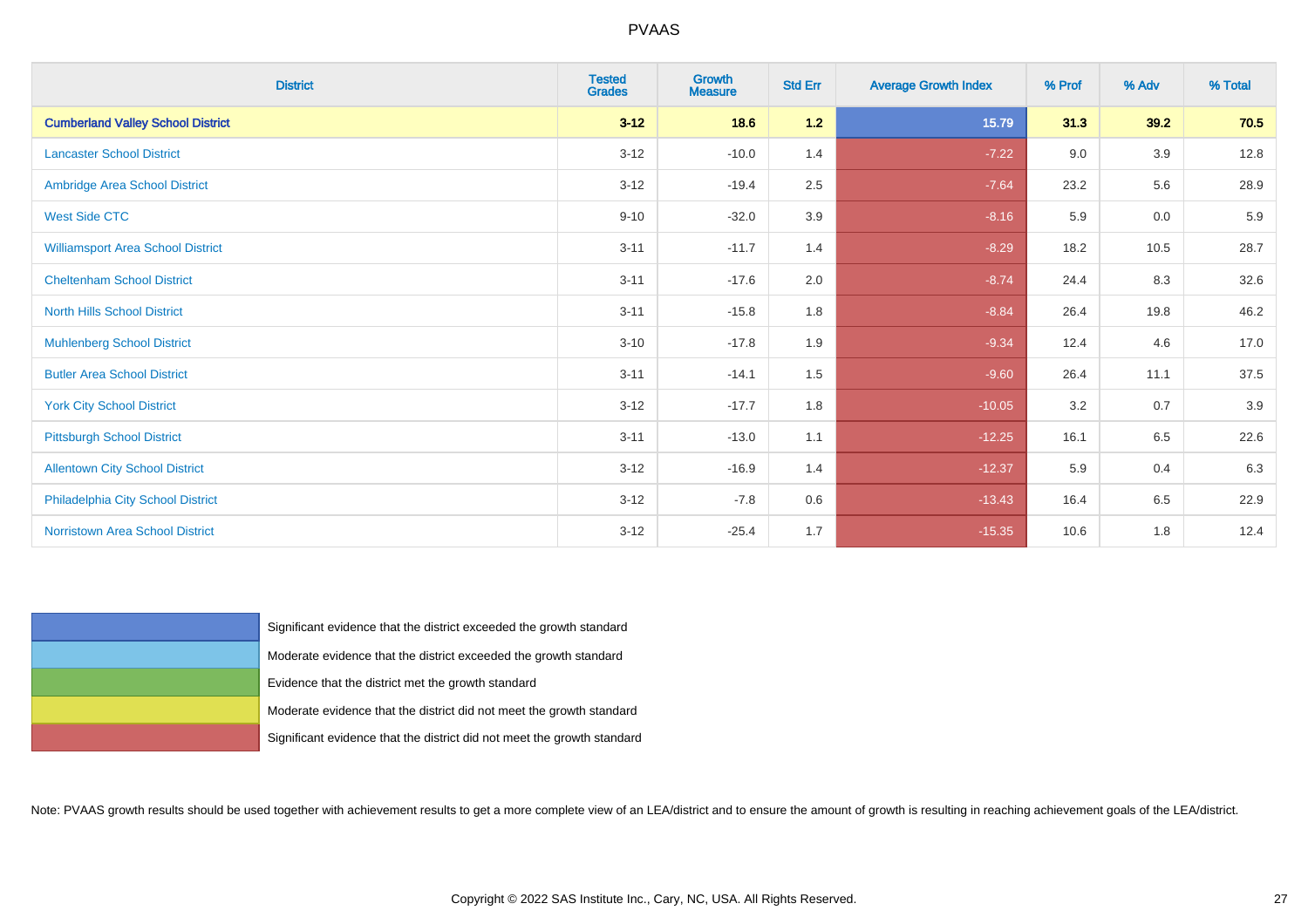PVAAS

| District | Tested Grades | Growth Measure | Std Err | Average Growth Index | % Prof | % Adv | % Total |
|---|---|---|---|---|---|---|---|
| **Cumberland Valley School District** | **3-12** | **18.6** | **1.2** | **15.79** | **31.3** | **39.2** | **70.5** |
| Lancaster School District | 3-12 | -10.0 | 1.4 | -7.22 | 9.0 | 3.9 | 12.8 |
| Ambridge Area School District | 3-12 | -19.4 | 2.5 | -7.64 | 23.2 | 5.6 | 28.9 |
| West Side CTC | 9-10 | -32.0 | 3.9 | -8.16 | 5.9 | 0.0 | 5.9 |
| Williamsport Area School District | 3-11 | -11.7 | 1.4 | -8.29 | 18.2 | 10.5 | 28.7 |
| Cheltenham School District | 3-11 | -17.6 | 2.0 | -8.74 | 24.4 | 8.3 | 32.6 |
| North Hills School District | 3-11 | -15.8 | 1.8 | -8.84 | 26.4 | 19.8 | 46.2 |
| Muhlenberg School District | 3-10 | -17.8 | 1.9 | -9.34 | 12.4 | 4.6 | 17.0 |
| Butler Area School District | 3-11 | -14.1 | 1.5 | -9.60 | 26.4 | 11.1 | 37.5 |
| York City School District | 3-12 | -17.7 | 1.8 | -10.05 | 3.2 | 0.7 | 3.9 |
| Pittsburgh School District | 3-11 | -13.0 | 1.1 | -12.25 | 16.1 | 6.5 | 22.6 |
| Allentown City School District | 3-12 | -16.9 | 1.4 | -12.37 | 5.9 | 0.4 | 6.3 |
| Philadelphia City School District | 3-12 | -7.8 | 0.6 | -13.43 | 16.4 | 6.5 | 22.9 |
| Norristown Area School District | 3-12 | -25.4 | 1.7 | -15.35 | 10.6 | 1.8 | 12.4 |

Significant evidence that the district exceeded the growth standard

Moderate evidence that the district exceeded the growth standard

Evidence that the district met the growth standard

Moderate evidence that the district did not meet the growth standard

Significant evidence that the district did not meet the growth standard

Note: PVAAS growth results should be used together with achievement results to get a more complete view of an LEA/district and to ensure the amount of growth is resulting in reaching achievement goals of the LEA/district.

Copyright © 2022 SAS Institute Inc., Cary, NC, USA. All Rights Reserved.